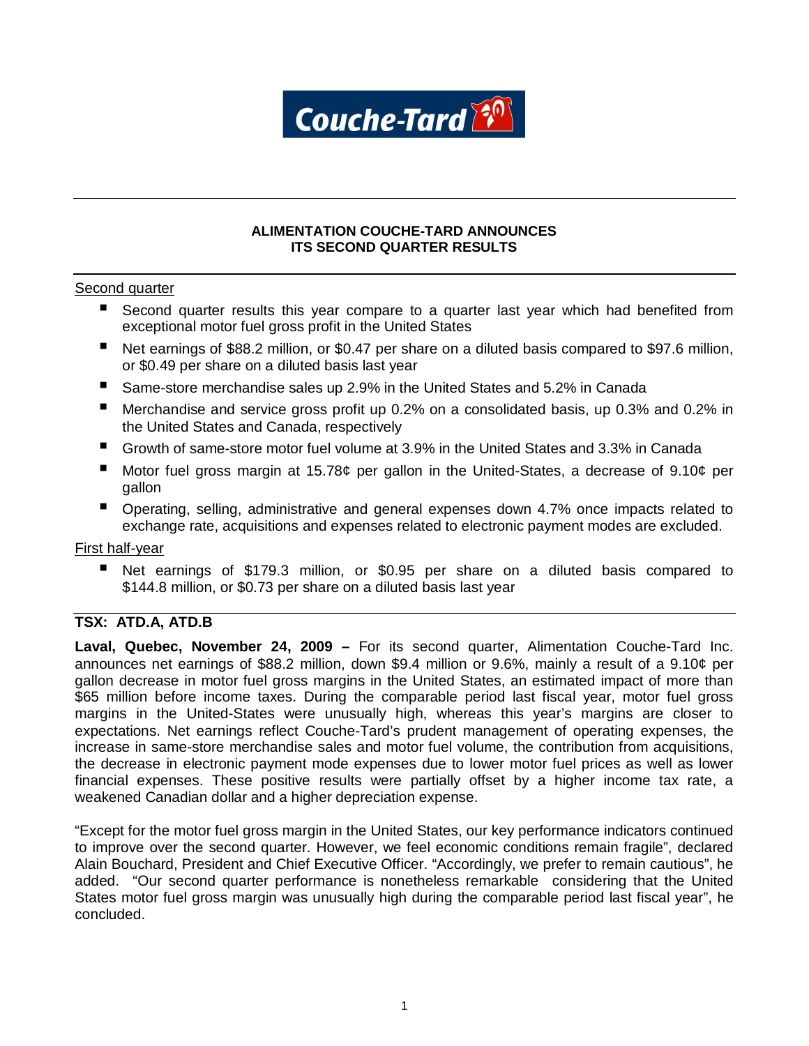# ALIMENTATION COUCHE-TARD ANNOUNCES ITS SECOND QUARTER RESULTS

Second quarter

- Second quarter results this year compare to a quarter last year which had benefited from exceptional motor fuel gross profit in the United States
- Net earnings of $88.2 million, or $0.47 per share on a diluted basis compared to $97.6 million, or $0.49 per share on a diluted basis last year
- Same-store merchandise sales up 2.9% in the United States and 5.2% in Canada
- Merchandise and service gross profit up 0.2% on a consolidated basis, up 0.3% and 0.2% in the United States and Canada, respectively
- Growth of same-store motor fuel volume at 3.9% in the United States and 3.3% in Canada
- Motor fuel gross margin at 15.78¢ per gallon in the United-States, a decrease of 9.10¢ per gallon
- Operating, selling, administrative and general expenses down 4.7% once impacts related to exchange rate, acquisitions and expenses related to electronic payment modes are excluded.

First half-year

- Net earnings of $179.3 million, or $0.95 per share on a diluted basis compared to $144.8 million, or $0.73 per share on a diluted basis last year

**TSX: ATD.A, ATD.B**

**Laval, Quebec, November 24, 2009 –** For its second quarter, Alimentation Couche-Tard Inc. announces net earnings of $88.2 million, down $9.4 million or 9.6%, mainly a result of a 9.10¢ per gallon decrease in motor fuel gross margins in the United States, an estimated impact of more than $65 million before income taxes. During the comparable period last fiscal year, motor fuel gross margins in the United-States were unusually high, whereas this year's margins are closer to expectations. Net earnings reflect Couche-Tard's prudent management of operating expenses, the increase in same-store merchandise sales and motor fuel volume, the contribution from acquisitions, the decrease in electronic payment mode expenses due to lower motor fuel prices as well as lower financial expenses. These positive results were partially offset by a higher income tax rate, a weakened Canadian dollar and a higher depreciation expense.

"Except for the motor fuel gross margin in the United States, our key performance indicators continued to improve over the second quarter. However, we feel economic conditions remain fragile", declared Alain Bouchard, President and Chief Executive Officer. "Accordingly, we prefer to remain cautious", he added. "Our second quarter performance is nonetheless remarkable considering that the United States motor fuel gross margin was unusually high during the comparable period last fiscal year", he concluded.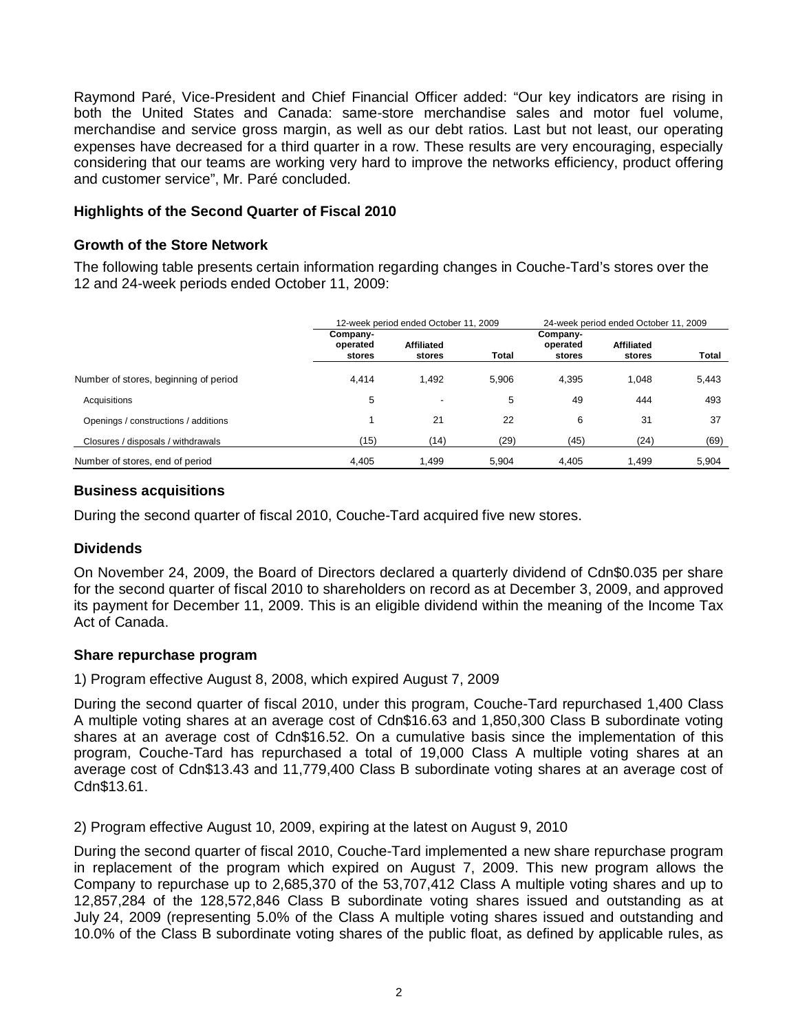Raymond Paré, Vice-President and Chief Financial Officer added: "Our key indicators are rising in both the United States and Canada: same-store merchandise sales and motor fuel volume, merchandise and service gross margin, as well as our debt ratios. Last but not least, our operating expenses have decreased for a third quarter in a row. These results are very encouraging, especially considering that our teams are working very hard to improve the networks efficiency, product offering and customer service", Mr. Paré concluded.

### Highlights of the Second Quarter of Fiscal 2010

### Growth of the Store Network

The following table presents certain information regarding changes in Couche-Tard's stores over the 12 and 24-week periods ended October 11, 2009:

| | 12-week period ended October 11, 2009 | | | 24-week period ended October 11, 2009 | | |
|---|---|---|---|---|---|---|
| | **Company-operated stores** | **Affiliated stores** | **Total** | **Company-operated stores** | **Affiliated stores** | **Total** |
| Number of stores, beginning of period | 4,414 | 1,492 | 5,906 | 4,395 | 1,048 | 5,443 |
| Acquisitions | 5 | - | 5 | 49 | 444 | 493 |
| Openings / constructions / additions | 1 | 21 | 22 | 6 | 31 | 37 |
| Closures / disposals / withdrawals | (15) | (14) | (29) | (45) | (24) | (69) |
| Number of stores, end of period | 4,405 | 1,499 | 5,904 | 4,405 | 1,499 | 5,904 |

### Business acquisitions

During the second quarter of fiscal 2010, Couche-Tard acquired five new stores.

### Dividends

On November 24, 2009, the Board of Directors declared a quarterly dividend of Cdn$0.035 per share for the second quarter of fiscal 2010 to shareholders on record as at December 3, 2009, and approved its payment for December 11, 2009. This is an eligible dividend within the meaning of the Income Tax Act of Canada.

### Share repurchase program

1) Program effective August 8, 2008, which expired August 7, 2009

During the second quarter of fiscal 2010, under this program, Couche-Tard repurchased 1,400 Class A multiple voting shares at an average cost of Cdn$16.63 and 1,850,300 Class B subordinate voting shares at an average cost of Cdn$16.52. On a cumulative basis since the implementation of this program, Couche-Tard has repurchased a total of 19,000 Class A multiple voting shares at an average cost of Cdn$13.43 and 11,779,400 Class B subordinate voting shares at an average cost of Cdn$13.61.

2) Program effective August 10, 2009, expiring at the latest on August 9, 2010

During the second quarter of fiscal 2010, Couche-Tard implemented a new share repurchase program in replacement of the program which expired on August 7, 2009. This new program allows the Company to repurchase up to 2,685,370 of the 53,707,412 Class A multiple voting shares and up to 12,857,284 of the 128,572,846 Class B subordinate voting shares issued and outstanding as at July 24, 2009 (representing 5.0% of the Class A multiple voting shares issued and outstanding and 10.0% of the Class B subordinate voting shares of the public float, as defined by applicable rules, as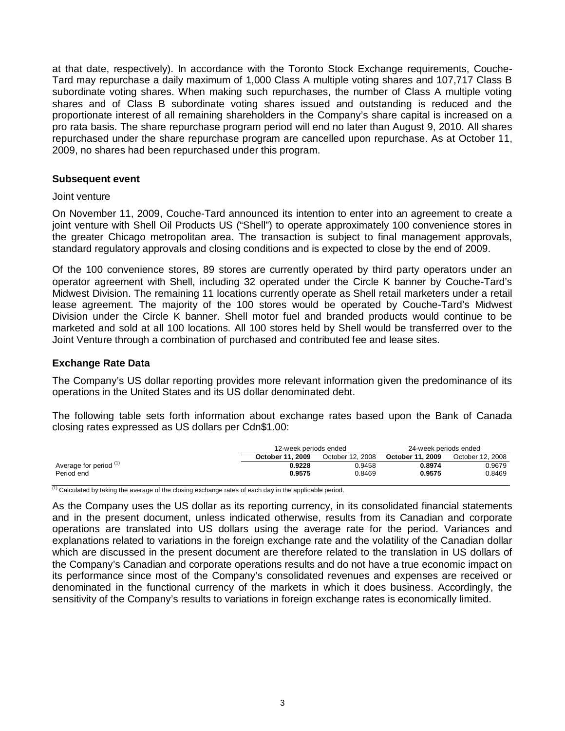at that date, respectively). In accordance with the Toronto Stock Exchange requirements, Couche-Tard may repurchase a daily maximum of 1,000 Class A multiple voting shares and 107,717 Class B subordinate voting shares. When making such repurchases, the number of Class A multiple voting shares and of Class B subordinate voting shares issued and outstanding is reduced and the proportionate interest of all remaining shareholders in the Company's share capital is increased on a pro rata basis. The share repurchase program period will end no later than August 9, 2010. All shares repurchased under the share repurchase program are cancelled upon repurchase. As at October 11, 2009, no shares had been repurchased under this program.

## Subsequent event

Joint venture

On November 11, 2009, Couche-Tard announced its intention to enter into an agreement to create a joint venture with Shell Oil Products US ("Shell") to operate approximately 100 convenience stores in the greater Chicago metropolitan area. The transaction is subject to final management approvals, standard regulatory approvals and closing conditions and is expected to close by the end of 2009.

Of the 100 convenience stores, 89 stores are currently operated by third party operators under an operator agreement with Shell, including 32 operated under the Circle K banner by Couche-Tard's Midwest Division. The remaining 11 locations currently operate as Shell retail marketers under a retail lease agreement. The majority of the 100 stores would be operated by Couche-Tard's Midwest Division under the Circle K banner. Shell motor fuel and branded products would continue to be marketed and sold at all 100 locations. All 100 stores held by Shell would be transferred over to the Joint Venture through a combination of purchased and contributed fee and lease sites.

## Exchange Rate Data

The Company's US dollar reporting provides more relevant information given the predominance of its operations in the United States and its US dollar denominated debt.

The following table sets forth information about exchange rates based upon the Bank of Canada closing rates expressed as US dollars per Cdn$1.00:

| | 12-week periods ended | | 24-week periods ended | |
|---|---|---|---|---|
| | **October 11, 2009** | October 12, 2008 | **October 11, 2009** | October 12, 2008 |
| Average for period [(1)] | **0.9228** | 0.9458 | **0.8974** | 0.9679 |
| Period end | **0.9575** | 0.8469 | **0.9575** | 0.8469 |

[(1)] Calculated by taking the average of the closing exchange rates of each day in the applicable period.

As the Company uses the US dollar as its reporting currency, in its consolidated financial statements and in the present document, unless indicated otherwise, results from its Canadian and corporate operations are translated into US dollars using the average rate for the period. Variances and explanations related to variations in the foreign exchange rate and the volatility of the Canadian dollar which are discussed in the present document are therefore related to the translation in US dollars of the Company's Canadian and corporate operations results and do not have a true economic impact on its performance since most of the Company's consolidated revenues and expenses are received or denominated in the functional currency of the markets in which it does business. Accordingly, the sensitivity of the Company's results to variations in foreign exchange rates is economically limited.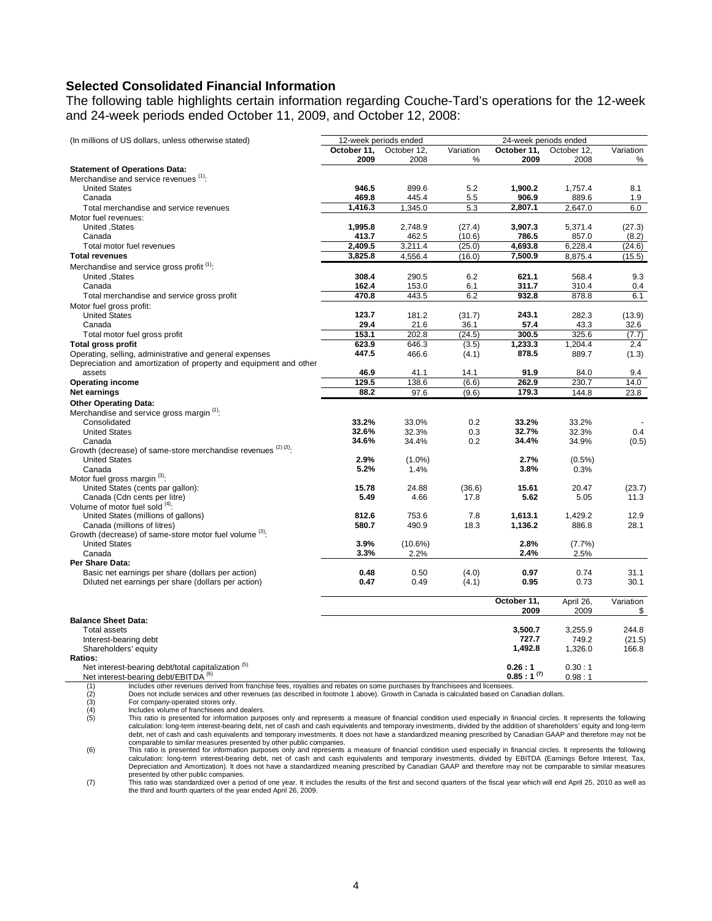## Selected Consolidated Financial Information

The following table highlights certain information regarding Couche-Tard's operations for the 12-week and 24-week periods ended October 11, 2009, and October 12, 2008:

| (In millions of US dollars, unless otherwise stated) | 12-week periods ended | | | 24-week periods ended | | |
|---|---|---|---|---|---|---|
| | **October 11, 2009** | October 12, 2008 | Variation % | **October 11, 2009** | October 12, 2008 | Variation % |
| **Statement of Operations Data:** | | | | | | |
| Merchandise and service revenues [(1)]: | | | | | | |
| United States | **946.5** | 899.6 | 5.2 | **1,900.2** | 1,757.4 | 8.1 |
| Canada | **469.8** | 445.4 | 5.5 | **906.9** | 889.6 | 1.9 |
| Total merchandise and service revenues | **1,416.3** | 1,345.0 | 5.3 | **2,807.1** | 2,647.0 | 6.0 |
| Motor fuel revenues: | | | | | | |
| United ,States | **1,995.8** | 2,748.9 | (27.4) | **3,907.3** | 5,371.4 | (27.3) |
| Canada | **413.7** | 462.5 | (10.6) | **786.5** | 857.0 | (8.2) |
| Total motor fuel revenues | **2,409.5** | 3,211.4 | (25.0) | **4,693.8** | 6,228.4 | (24.6) |
| **Total revenues** | **3,825.8** | 4,556.4 | (16.0) | **7,500.9** | 8,875.4 | (15.5) |
| Merchandise and service gross profit [(1)]: | | | | | | |
| United ,States | **308.4** | 290.5 | 6.2 | **621.1** | 568.4 | 9.3 |
| Canada | **162.4** | 153.0 | 6.1 | **311.7** | 310.4 | 0.4 |
| Total merchandise and service gross profit | **470.8** | 443.5 | 6.2 | **932.8** | 878.8 | 6.1 |
| Motor fuel gross profit: | | | | | | |
| United States | **123.7** | 181.2 | (31.7) | **243.1** | 282.3 | (13.9) |
| Canada | **29.4** | 21.6 | 36.1 | **57.4** | 43.3 | 32.6 |
| Total motor fuel gross profit | **153.1** | 202.8 | (24.5) | **300.5** | 325.6 | (7.7) |
| **Total gross profit** | **623.9** | 646.3 | (3.5) | **1,233.3** | 1,204.4 | 2.4 |
| Operating, selling, administrative and general expenses | **447.5** | 466.6 | (4.1) | **878.5** | 889.7 | (1.3) |
| Depreciation and amortization of property and equipment and other assets | **46.9** | 41.1 | 14.1 | **91.9** | 84.0 | 9.4 |
| **Operating income** | **129.5** | 138.6 | (6.6) | **262.9** | 230.7 | 14.0 |
| **Net earnings** | **88.2** | 97.6 | (9.6) | **179.3** | 144.8 | 23.8 |
| **Other Operating Data:** | | | | | | |
| Merchandise and service gross margin [(1)]: | | | | | | |
| Consolidated | **33.2%** | 33.0% | 0.2 | **33.2%** | 33.2% | - |
| United States | **32.6%** | 32.3% | 0.3 | **32.7%** | 32.3% | 0.4 |
| Canada | **34.6%** | 34.4% | 0.2 | **34.4%** | 34.9% | (0.5) |
| Growth (decrease) of same-store merchandise revenues [(2) (3)]: | | | | | | |
| United States | **2.9%** | (1.0%) | | **2.7%** | (0.5%) | |
| Canada | **5.2%** | 1.4% | | **3.8%** | 0.3% | |
| Motor fuel gross margin [(3)]: | | | | | | |
| United States (cents par gallon): | **15.78** | 24.88 | (36.6) | **15.61** | 20.47 | (23.7) |
| Canada (Cdn cents per litre) | **5.49** | 4.66 | 17.8 | **5.62** | 5.05 | 11.3 |
| Volume of motor fuel sold [(4)]: | | | | | | |
| United States (millions of gallons) | **812.6** | 753.6 | 7.8 | **1,613.1** | 1,429.2 | 12.9 |
| Canada (millions of litres) | **580.7** | 490.9 | 18.3 | **1,136.2** | 886.8 | 28.1 |
| Growth (decrease) of same-store motor fuel volume [(3)]: | | | | | | |
| United States | **3.9%** | (10.6%) | | **2.8%** | (7.7%) | |
| Canada | **3.3%** | 2.2% | | **2.4%** | 2.5% | |
| **Per Share Data:** | | | | | | |
| Basic net earnings per share (dollars per action) | **0.48** | 0.50 | (4.0) | **0.97** | 0.74 | 31.1 |
| Diluted net earnings per share (dollars per action) | **0.47** | 0.49 | (4.1) | **0.95** | 0.73 | 30.1 |

| | **October 11, 2009** | April 26, 2009 | Variation $ |
|---|---|---|---|
| **Balance Sheet Data:** | | | |
| Total assets | **3,500.7** | 3,255.9 | 244.8 |
| Interest-bearing debt | **727.7** | 749.2 | (21.5) |
| Shareholders' equity | **1,492.8** | 1,326.0 | 166.8 |
| **Ratios:** | | | |
| Net interest-bearing debt/total capitalization [(5)] | **0.26 : 1** | 0.30 : 1 | |
| Net interest-bearing debt/EBITDA [(6)] | **0.85 : 1 [(7)]** | 0.98 : 1 | |

(1) Includes other revenues derived from franchise fees, royalties and rebates on some purchases by franchisees and licensees.

(2) Does not include services and other revenues (as described in footnote 1 above). Growth in Canada is calculated based on Canadian dollars.

(3) For company-operated stores only.

(4) Includes volume of franchisees and dealers.

(5) This ratio is presented for information purposes only and represents a measure of financial condition used especially in financial circles. It represents the following calculation: long-term interest-bearing debt, net of cash and cash equivalents and temporary investments, divided by the addition of shareholders' equity and long-term debt, net of cash and cash equivalents and temporary investments. It does not have a standardized meaning prescribed by Canadian GAAP and therefore may not be comparable to similar measures presented by other public companies.

(6) This ratio is presented for information purposes only and represents a measure of financial condition used especially in financial circles. It represents the following calculation: long-term interest-bearing debt, net of cash and cash equivalents and temporary investments, divided by EBITDA (Earnings Before Interest, Tax, Depreciation and Amortization). It does not have a standardized meaning prescribed by Canadian GAAP and therefore may not be comparable to similar measures presented by other public companies.

(7) This ratio was standardized over a period of one year. It includes the results of the first and second quarters of the fiscal year which will end April 25, 2010 as well as the third and fourth quarters of the year ended April 26, 2009.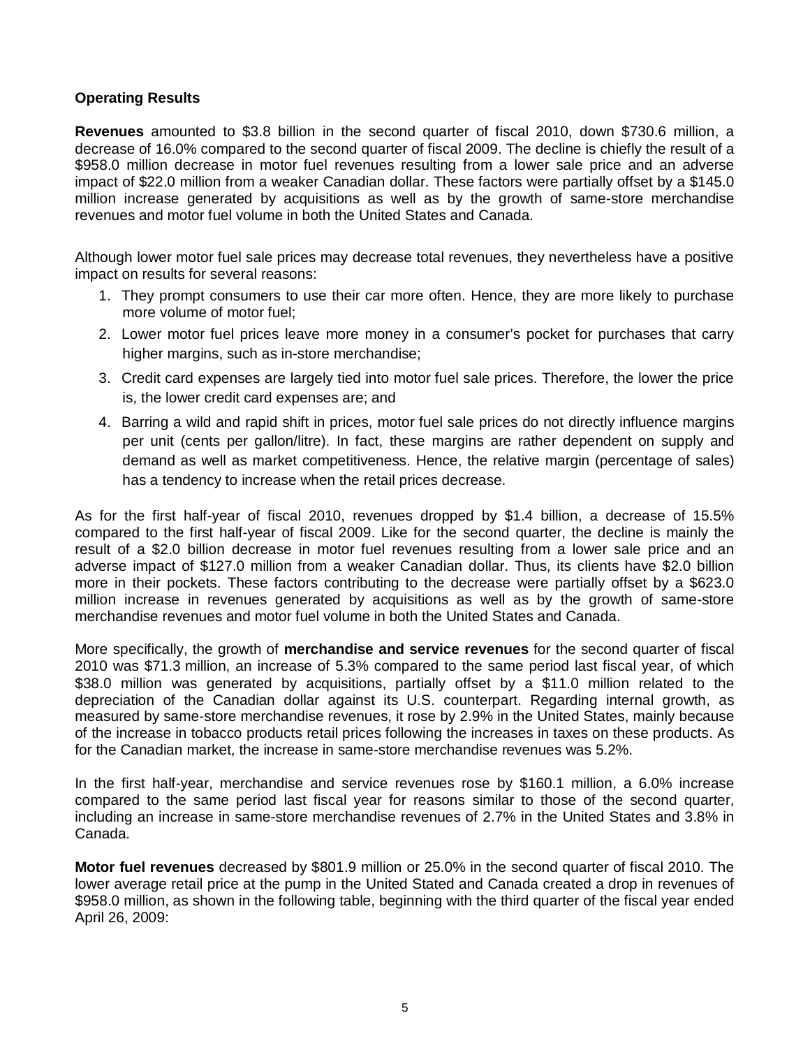**Operating Results**

**Revenues** amounted to $3.8 billion in the second quarter of fiscal 2010, down $730.6 million, a decrease of 16.0% compared to the second quarter of fiscal 2009. The decline is chiefly the result of a $958.0 million decrease in motor fuel revenues resulting from a lower sale price and an adverse impact of $22.0 million from a weaker Canadian dollar. These factors were partially offset by a $145.0 million increase generated by acquisitions as well as by the growth of same-store merchandise revenues and motor fuel volume in both the United States and Canada.

Although lower motor fuel sale prices may decrease total revenues, they nevertheless have a positive impact on results for several reasons:

1. They prompt consumers to use their car more often. Hence, they are more likely to purchase more volume of motor fuel;
2. Lower motor fuel prices leave more money in a consumer's pocket for purchases that carry higher margins, such as in-store merchandise;
3. Credit card expenses are largely tied into motor fuel sale prices. Therefore, the lower the price is, the lower credit card expenses are; and
4. Barring a wild and rapid shift in prices, motor fuel sale prices do not directly influence margins per unit (cents per gallon/litre). In fact, these margins are rather dependent on supply and demand as well as market competitiveness. Hence, the relative margin (percentage of sales) has a tendency to increase when the retail prices decrease.

As for the first half-year of fiscal 2010, revenues dropped by $1.4 billion, a decrease of 15.5% compared to the first half-year of fiscal 2009. Like for the second quarter, the decline is mainly the result of a $2.0 billion decrease in motor fuel revenues resulting from a lower sale price and an adverse impact of $127.0 million from a weaker Canadian dollar. Thus, its clients have $2.0 billion more in their pockets. These factors contributing to the decrease were partially offset by a $623.0 million increase in revenues generated by acquisitions as well as by the growth of same-store merchandise revenues and motor fuel volume in both the United States and Canada.

More specifically, the growth of **merchandise and service revenues** for the second quarter of fiscal 2010 was $71.3 million, an increase of 5.3% compared to the same period last fiscal year, of which $38.0 million was generated by acquisitions, partially offset by a $11.0 million related to the depreciation of the Canadian dollar against its U.S. counterpart. Regarding internal growth, as measured by same-store merchandise revenues, it rose by 2.9% in the United States, mainly because of the increase in tobacco products retail prices following the increases in taxes on these products. As for the Canadian market, the increase in same-store merchandise revenues was 5.2%.

In the first half-year, merchandise and service revenues rose by $160.1 million, a 6.0% increase compared to the same period last fiscal year for reasons similar to those of the second quarter, including an increase in same-store merchandise revenues of 2.7% in the United States and 3.8% in Canada.

**Motor fuel revenues** decreased by $801.9 million or 25.0% in the second quarter of fiscal 2010. The lower average retail price at the pump in the United Stated and Canada created a drop in revenues of $958.0 million, as shown in the following table, beginning with the third quarter of the fiscal year ended April 26, 2009: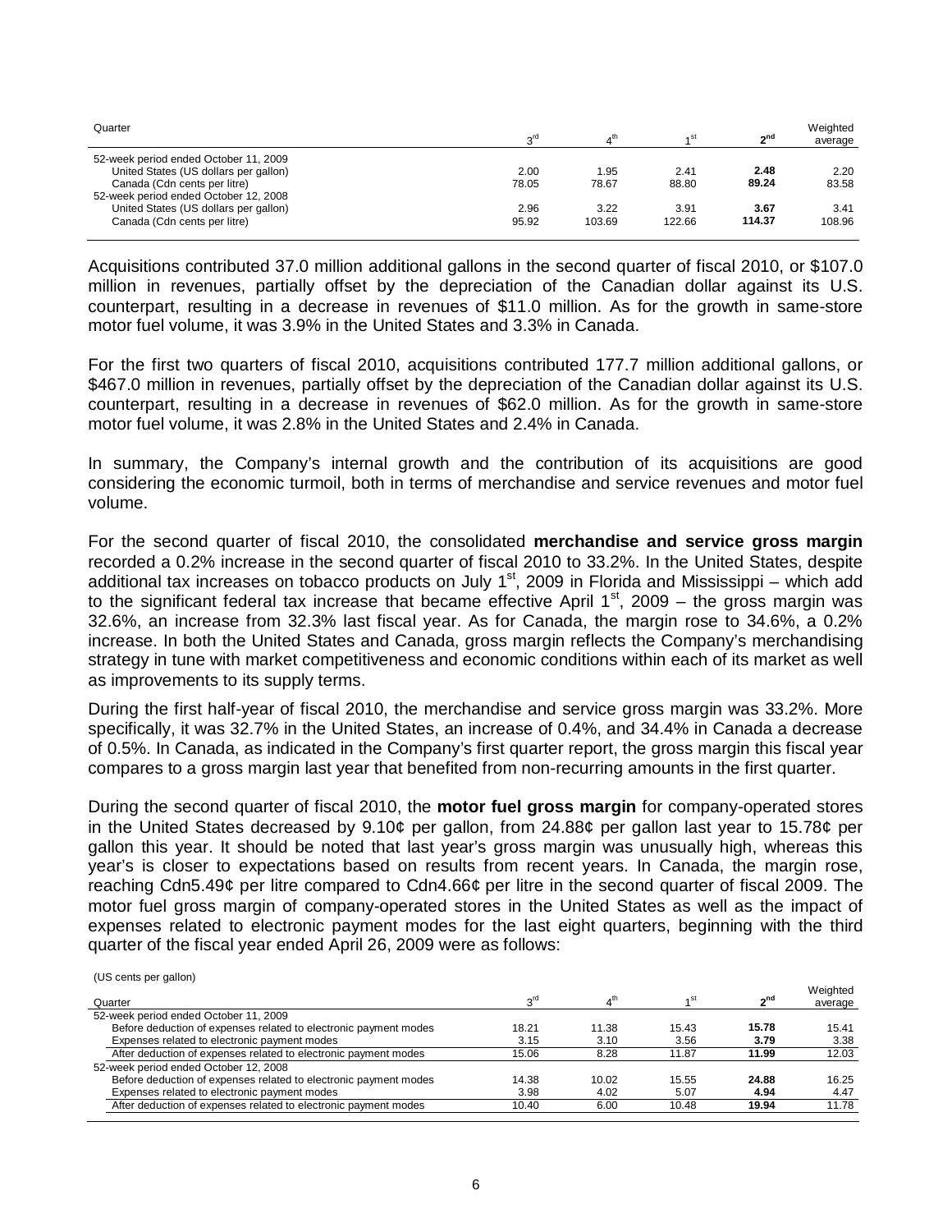| Quarter | 3rd | 4th | 1st | 2nd | Weighted average |
|---|---|---|---|---|---|
| 52-week period ended October 11, 2009 | | | | | |
| United States (US dollars per gallon) | 2.00 | 1.95 | 2.41 | **2.48** | 2.20 |
| Canada (Cdn cents per litre) | 78.05 | 78.67 | 88.80 | **89.24** | 83.58 |
| 52-week period ended October 12, 2008 | | | | | |
| United States (US dollars per gallon) | 2.96 | 3.22 | 3.91 | **3.67** | 3.41 |
| Canada (Cdn cents per litre) | 95.92 | 103.69 | 122.66 | **114.37** | 108.96 |

Acquisitions contributed 37.0 million additional gallons in the second quarter of fiscal 2010, or \$107.0 million in revenues, partially offset by the depreciation of the Canadian dollar against its U.S. counterpart, resulting in a decrease in revenues of \$11.0 million. As for the growth in same-store motor fuel volume, it was 3.9% in the United States and 3.3% in Canada.

For the first two quarters of fiscal 2010, acquisitions contributed 177.7 million additional gallons, or \$467.0 million in revenues, partially offset by the depreciation of the Canadian dollar against its U.S. counterpart, resulting in a decrease in revenues of \$62.0 million. As for the growth in same-store motor fuel volume, it was 2.8% in the United States and 2.4% in Canada.

In summary, the Company's internal growth and the contribution of its acquisitions are good considering the economic turmoil, both in terms of merchandise and service revenues and motor fuel volume.

For the second quarter of fiscal 2010, the consolidated **merchandise and service gross margin** recorded a 0.2% increase in the second quarter of fiscal 2010 to 33.2%. In the United States, despite additional tax increases on tobacco products on July 1st, 2009 in Florida and Mississippi – which add to the significant federal tax increase that became effective April 1st, 2009 – the gross margin was 32.6%, an increase from 32.3% last fiscal year. As for Canada, the margin rose to 34.6%, a 0.2% increase. In both the United States and Canada, gross margin reflects the Company's merchandising strategy in tune with market competitiveness and economic conditions within each of its market as well as improvements to its supply terms.

During the first half-year of fiscal 2010, the merchandise and service gross margin was 33.2%. More specifically, it was 32.7% in the United States, an increase of 0.4%, and 34.4% in Canada a decrease of 0.5%. In Canada, as indicated in the Company's first quarter report, the gross margin this fiscal year compares to a gross margin last year that benefited from non-recurring amounts in the first quarter.

During the second quarter of fiscal 2010, the **motor fuel gross margin** for company-operated stores in the United States decreased by 9.10¢ per gallon, from 24.88¢ per gallon last year to 15.78¢ per gallon this year. It should be noted that last year's gross margin was unusually high, whereas this year's is closer to expectations based on results from recent years. In Canada, the margin rose, reaching Cdn5.49¢ per litre compared to Cdn4.66¢ per litre in the second quarter of fiscal 2009. The motor fuel gross margin of company-operated stores in the United States as well as the impact of expenses related to electronic payment modes for the last eight quarters, beginning with the third quarter of the fiscal year ended April 26, 2009 were as follows:

(US cents per gallon)

| Quarter | 3rd | 4th | 1st | 2nd | Weighted average |
|---|---|---|---|---|---|
| 52-week period ended October 11, 2009 | | | | | |
| Before deduction of expenses related to electronic payment modes | 18.21 | 11.38 | 15.43 | **15.78** | 15.41 |
| Expenses related to electronic payment modes | 3.15 | 3.10 | 3.56 | **3.79** | 3.38 |
| After deduction of expenses related to electronic payment modes | 15.06 | 8.28 | 11.87 | **11.99** | 12.03 |
| 52-week period ended October 12, 2008 | | | | | |
| Before deduction of expenses related to electronic payment modes | 14.38 | 10.02 | 15.55 | **24.88** | 16.25 |
| Expenses related to electronic payment modes | 3.98 | 4.02 | 5.07 | **4.94** | 4.47 |
| After deduction of expenses related to electronic payment modes | 10.40 | 6.00 | 10.48 | **19.94** | 11.78 |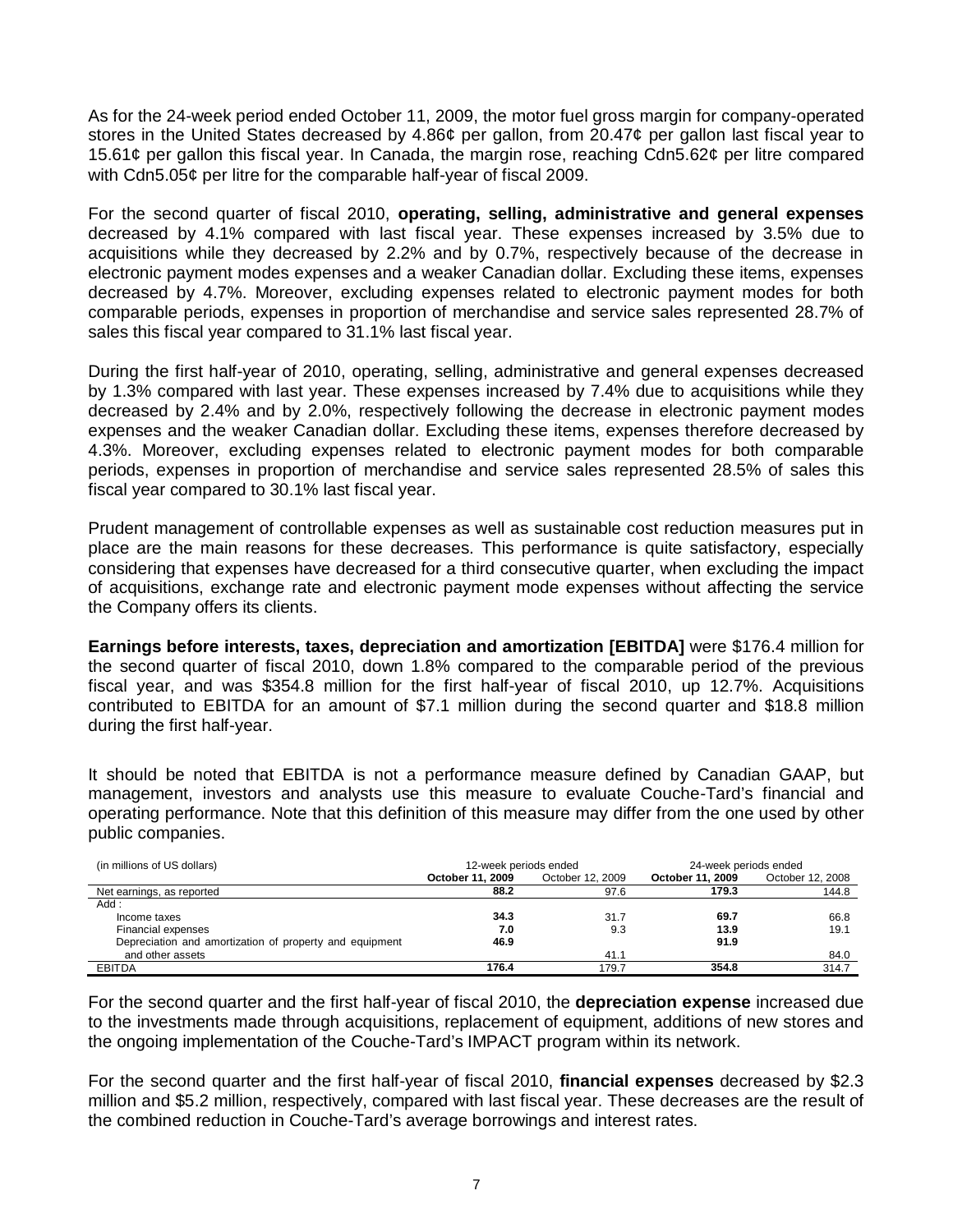As for the 24-week period ended October 11, 2009, the motor fuel gross margin for company-operated stores in the United States decreased by 4.86¢ per gallon, from 20.47¢ per gallon last fiscal year to 15.61¢ per gallon this fiscal year. In Canada, the margin rose, reaching Cdn5.62¢ per litre compared with Cdn5.05¢ per litre for the comparable half-year of fiscal 2009.

For the second quarter of fiscal 2010, **operating, selling, administrative and general expenses** decreased by 4.1% compared with last fiscal year. These expenses increased by 3.5% due to acquisitions while they decreased by 2.2% and by 0.7%, respectively because of the decrease in electronic payment modes expenses and a weaker Canadian dollar. Excluding these items, expenses decreased by 4.7%. Moreover, excluding expenses related to electronic payment modes for both comparable periods, expenses in proportion of merchandise and service sales represented 28.7% of sales this fiscal year compared to 31.1% last fiscal year.

During the first half-year of 2010, operating, selling, administrative and general expenses decreased by 1.3% compared with last year. These expenses increased by 7.4% due to acquisitions while they decreased by 2.4% and by 2.0%, respectively following the decrease in electronic payment modes expenses and the weaker Canadian dollar. Excluding these items, expenses therefore decreased by 4.3%. Moreover, excluding expenses related to electronic payment modes for both comparable periods, expenses in proportion of merchandise and service sales represented 28.5% of sales this fiscal year compared to 30.1% last fiscal year.

Prudent management of controllable expenses as well as sustainable cost reduction measures put in place are the main reasons for these decreases. This performance is quite satisfactory, especially considering that expenses have decreased for a third consecutive quarter, when excluding the impact of acquisitions, exchange rate and electronic payment mode expenses without affecting the service the Company offers its clients.

**Earnings before interests, taxes, depreciation and amortization [EBITDA]** were $176.4 million for the second quarter of fiscal 2010, down 1.8% compared to the comparable period of the previous fiscal year, and was $354.8 million for the first half-year of fiscal 2010, up 12.7%. Acquisitions contributed to EBITDA for an amount of $7.1 million during the second quarter and $18.8 million during the first half-year.

It should be noted that EBITDA is not a performance measure defined by Canadian GAAP, but management, investors and analysts use this measure to evaluate Couche-Tard's financial and operating performance. Note that this definition of this measure may differ from the one used by other public companies.

| (in millions of US dollars) | 12-week periods ended | | 24-week periods ended | |
|---|---|---|---|---|
| | **October 11, 2009** | October 12, 2009 | **October 11, 2009** | October 12, 2008 |
| Net earnings, as reported | **88.2** | 97.6 | **179.3** | 144.8 |
| Add : | | | | |
| Income taxes | **34.3** | 31.7 | **69.7** | 66.8 |
| Financial expenses | **7.0** | 9.3 | **13.9** | 19.1 |
| Depreciation and amortization of property and equipment and other assets | **46.9** | 41.1 | **91.9** | 84.0 |
| EBITDA | **176.4** | 179.7 | **354.8** | 314.7 |

For the second quarter and the first half-year of fiscal 2010, the **depreciation expense** increased due to the investments made through acquisitions, replacement of equipment, additions of new stores and the ongoing implementation of the Couche-Tard's IMPACT program within its network.

For the second quarter and the first half-year of fiscal 2010, **financial expenses** decreased by $2.3 million and $5.2 million, respectively, compared with last fiscal year. These decreases are the result of the combined reduction in Couche-Tard's average borrowings and interest rates.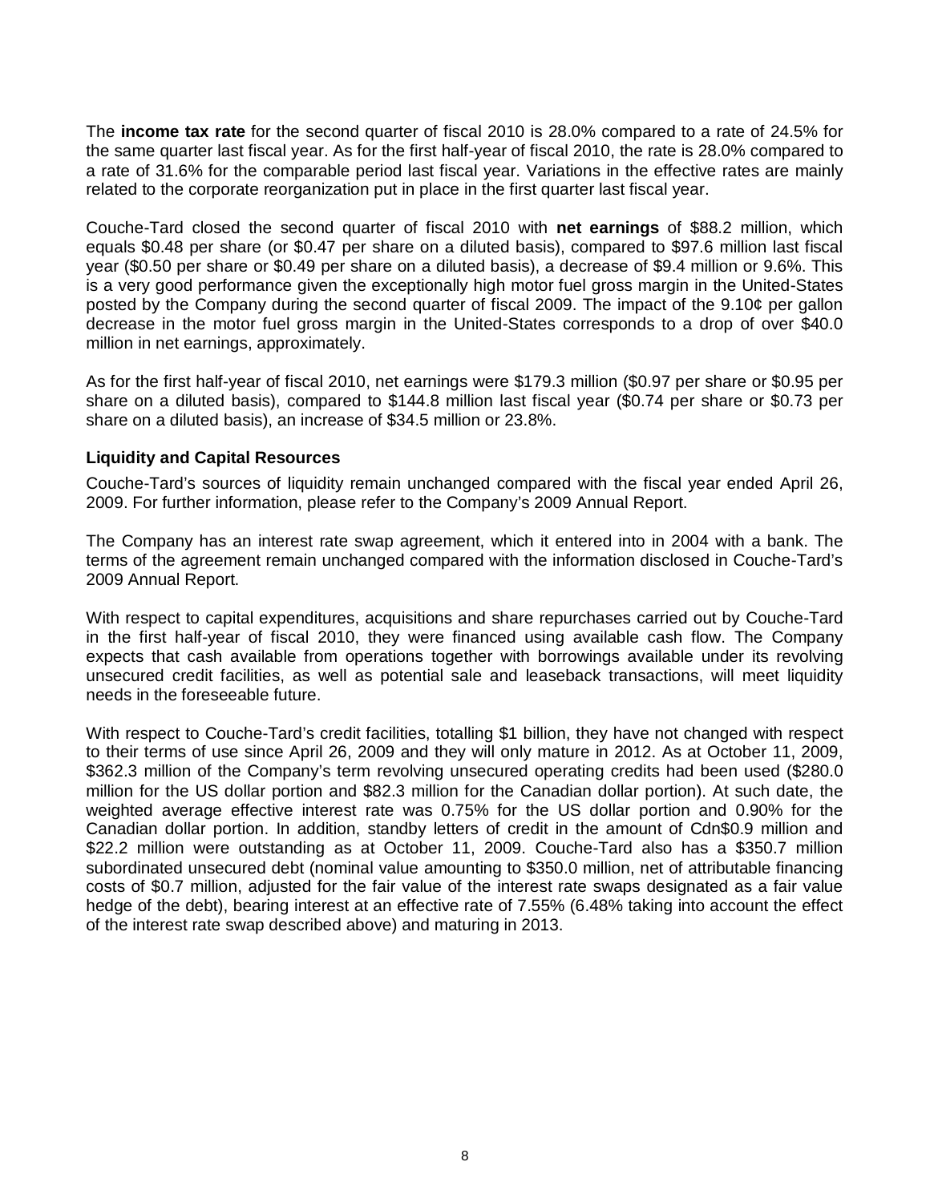The **income tax rate** for the second quarter of fiscal 2010 is 28.0% compared to a rate of 24.5% for the same quarter last fiscal year. As for the first half-year of fiscal 2010, the rate is 28.0% compared to a rate of 31.6% for the comparable period last fiscal year. Variations in the effective rates are mainly related to the corporate reorganization put in place in the first quarter last fiscal year.

Couche-Tard closed the second quarter of fiscal 2010 with **net earnings** of $88.2 million, which equals $0.48 per share (or $0.47 per share on a diluted basis), compared to $97.6 million last fiscal year ($0.50 per share or $0.49 per share on a diluted basis), a decrease of $9.4 million or 9.6%. This is a very good performance given the exceptionally high motor fuel gross margin in the United-States posted by the Company during the second quarter of fiscal 2009. The impact of the 9.10¢ per gallon decrease in the motor fuel gross margin in the United-States corresponds to a drop of over $40.0 million in net earnings, approximately.

As for the first half-year of fiscal 2010, net earnings were $179.3 million ($0.97 per share or $0.95 per share on a diluted basis), compared to $144.8 million last fiscal year ($0.74 per share or $0.73 per share on a diluted basis), an increase of $34.5 million or 23.8%.

## Liquidity and Capital Resources

Couche-Tard's sources of liquidity remain unchanged compared with the fiscal year ended April 26, 2009. For further information, please refer to the Company's 2009 Annual Report.

The Company has an interest rate swap agreement, which it entered into in 2004 with a bank. The terms of the agreement remain unchanged compared with the information disclosed in Couche-Tard's 2009 Annual Report.

With respect to capital expenditures, acquisitions and share repurchases carried out by Couche-Tard in the first half-year of fiscal 2010, they were financed using available cash flow. The Company expects that cash available from operations together with borrowings available under its revolving unsecured credit facilities, as well as potential sale and leaseback transactions, will meet liquidity needs in the foreseeable future.

With respect to Couche-Tard's credit facilities, totalling $1 billion, they have not changed with respect to their terms of use since April 26, 2009 and they will only mature in 2012. As at October 11, 2009, $362.3 million of the Company's term revolving unsecured operating credits had been used ($280.0 million for the US dollar portion and $82.3 million for the Canadian dollar portion). At such date, the weighted average effective interest rate was 0.75% for the US dollar portion and 0.90% for the Canadian dollar portion. In addition, standby letters of credit in the amount of Cdn$0.9 million and $22.2 million were outstanding as at October 11, 2009. Couche-Tard also has a $350.7 million subordinated unsecured debt (nominal value amounting to $350.0 million, net of attributable financing costs of $0.7 million, adjusted for the fair value of the interest rate swaps designated as a fair value hedge of the debt), bearing interest at an effective rate of 7.55% (6.48% taking into account the effect of the interest rate swap described above) and maturing in 2013.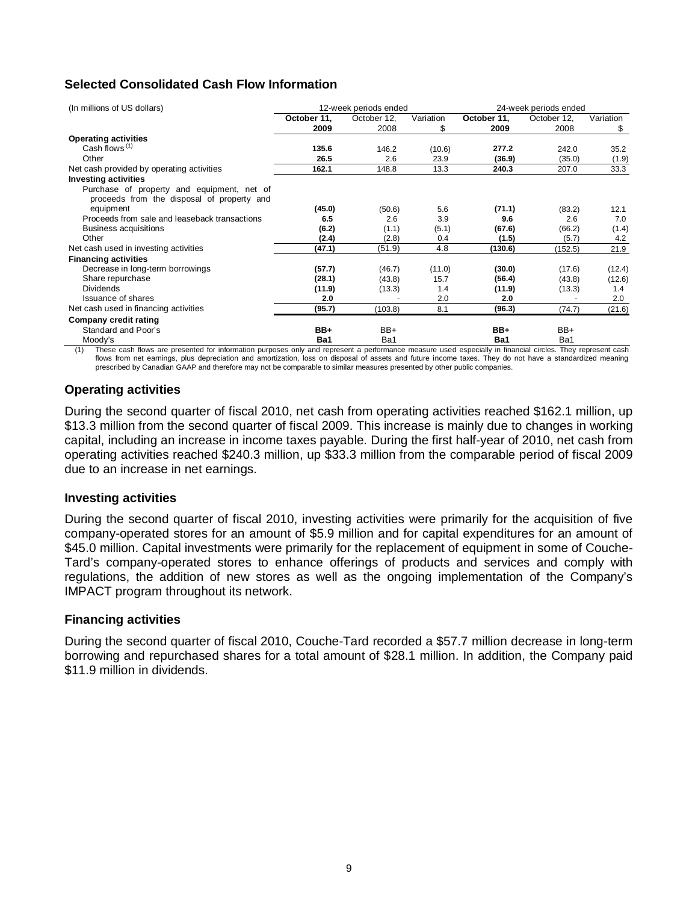### Selected Consolidated Cash Flow Information

| (In millions of US dollars) | 12-week periods ended | | | 24-week periods ended | | |
|---|---|---|---|---|---|---|
| | **October 11, 2009** | October 12, 2008 | Variation $ | **October 11, 2009** | October 12, 2008 | Variation $ |
| **Operating activities** | | | | | | |
| Cash flows [(1)] | **135.6** | 146.2 | (10.6) | **277.2** | 242.0 | 35.2 |
| Other | **26.5** | 2.6 | 23.9 | **(36.9)** | (35.0) | (1.9) |
| Net cash provided by operating activities | **162.1** | 148.8 | 13.3 | **240.3** | 207.0 | 33.3 |
| **Investing activities** | | | | | | |
| Purchase of property and equipment, net of proceeds from the disposal of property and equipment | **(45.0)** | (50.6) | 5.6 | **(71.1)** | (83.2) | 12.1 |
| Proceeds from sale and leaseback transactions | **6.5** | 2.6 | 3.9 | **9.6** | 2.6 | 7.0 |
| Business acquisitions | **(6.2)** | (1.1) | (5.1) | **(67.6)** | (66.2) | (1.4) |
| Other | **(2.4)** | (2.8) | 0.4 | **(1.5)** | (5.7) | 4.2 |
| Net cash used in investing activities | **(47.1)** | (51.9) | 4.8 | **(130.6)** | (152.5) | 21.9 |
| **Financing activities** | | | | | | |
| Decrease in long-term borrowings | **(57.7)** | (46.7) | (11.0) | **(30.0)** | (17.6) | (12.4) |
| Share repurchase | **(28.1)** | (43.8) | 15.7 | **(56.4)** | (43.8) | (12.6) |
| Dividends | **(11.9)** | (13.3) | 1.4 | **(11.9)** | (13.3) | 1.4 |
| Issuance of shares | **2.0** | - | 2.0 | **2.0** | - | 2.0 |
| Net cash used in financing activities | **(95.7)** | (103.8) | 8.1 | **(96.3)** | (74.7) | (21.6) |
| **Company credit rating** | | | | | | |
| Standard and Poor's | **BB+** | BB+ | | **BB+** | BB+ | |
| Moody's | **Ba1** | Ba1 | | **Ba1** | Ba1 | |

(1) These cash flows are presented for information purposes only and represent a performance measure used especially in financial circles. They represent cash flows from net earnings, plus depreciation and amortization, loss on disposal of assets and future income taxes. They do not have a standardized meaning prescribed by Canadian GAAP and therefore may not be comparable to similar measures presented by other public companies.

### Operating activities

During the second quarter of fiscal 2010, net cash from operating activities reached $162.1 million, up $13.3 million from the second quarter of fiscal 2009. This increase is mainly due to changes in working capital, including an increase in income taxes payable. During the first half-year of 2010, net cash from operating activities reached $240.3 million, up $33.3 million from the comparable period of fiscal 2009 due to an increase in net earnings.

### Investing activities

During the second quarter of fiscal 2010, investing activities were primarily for the acquisition of five company-operated stores for an amount of $5.9 million and for capital expenditures for an amount of $45.0 million. Capital investments were primarily for the replacement of equipment in some of Couche-Tard's company-operated stores to enhance offerings of products and services and comply with regulations, the addition of new stores as well as the ongoing implementation of the Company's IMPACT program throughout its network.

### Financing activities

During the second quarter of fiscal 2010, Couche-Tard recorded a $57.7 million decrease in long-term borrowing and repurchased shares for a total amount of $28.1 million. In addition, the Company paid $11.9 million in dividends.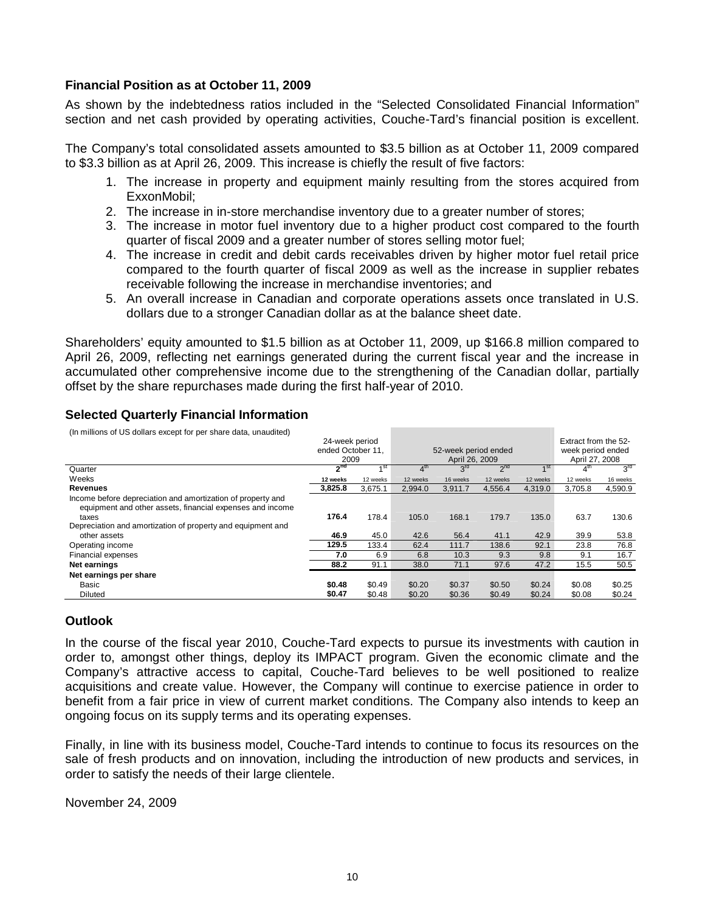### Financial Position as at October 11, 2009

As shown by the indebtedness ratios included in the "Selected Consolidated Financial Information" section and net cash provided by operating activities, Couche-Tard's financial position is excellent.

The Company's total consolidated assets amounted to \$3.5 billion as at October 11, 2009 compared to \$3.3 billion as at April 26, 2009. This increase is chiefly the result of five factors:

1. The increase in property and equipment mainly resulting from the stores acquired from ExxonMobil;
2. The increase in in-store merchandise inventory due to a greater number of stores;
3. The increase in motor fuel inventory due to a higher product cost compared to the fourth quarter of fiscal 2009 and a greater number of stores selling motor fuel;
4. The increase in credit and debit cards receivables driven by higher motor fuel retail price compared to the fourth quarter of fiscal 2009 as well as the increase in supplier rebates receivable following the increase in merchandise inventories; and
5. An overall increase in Canadian and corporate operations assets once translated in U.S. dollars due to a stronger Canadian dollar as at the balance sheet date.

Shareholders' equity amounted to \$1.5 billion as at October 11, 2009, up \$166.8 million compared to April 26, 2009, reflecting net earnings generated during the current fiscal year and the increase in accumulated other comprehensive income due to the strengthening of the Canadian dollar, partially offset by the share repurchases made during the first half-year of 2010.

### Selected Quarterly Financial Information

(In millions of US dollars except for per share data, unaudited)

| | 24-week period ended October 11, 2009 | | 52-week period ended April 26, 2009 | | | | Extract from the 52-week period ended April 27, 2008 | |
|---|---|---|---|---|---|---|---|---|
| Quarter | **2nd** | 1st | 4th | 3rd | 2nd | 1st | 4th | 3rd |
| Weeks | **12 weeks** | 12 weeks | 12 weeks | 16 weeks | 12 weeks | 12 weeks | 12 weeks | 16 weeks |
| **Revenues** | **3,825.8** | 3,675.1 | 2,994.0 | 3,911.7 | 4,556.4 | 4,319.0 | 3,705.8 | 4,590.9 |
| Income before depreciation and amortization of property and equipment and other assets, financial expenses and income taxes | **176.4** | 178.4 | 105.0 | 168.1 | 179.7 | 135.0 | 63.7 | 130.6 |
| Depreciation and amortization of property and equipment and other assets | **46.9** | 45.0 | 42.6 | 56.4 | 41.1 | 42.9 | 39.9 | 53.8 |
| Operating income | **129.5** | 133.4 | 62.4 | 111.7 | 138.6 | 92.1 | 23.8 | 76.8 |
| Financial expenses | **7.0** | 6.9 | 6.8 | 10.3 | 9.3 | 9.8 | 9.1 | 16.7 |
| **Net earnings** | **88.2** | 91.1 | 38.0 | 71.1 | 97.6 | 47.2 | 15.5 | 50.5 |
| **Net earnings per share** | | | | | | | | |
| Basic | **\$0.48** | \$0.49 | \$0.20 | \$0.37 | \$0.50 | \$0.24 | \$0.08 | \$0.25 |
| Diluted | **\$0.47** | \$0.48 | \$0.20 | \$0.36 | \$0.49 | \$0.24 | \$0.08 | \$0.24 |

### Outlook

In the course of the fiscal year 2010, Couche-Tard expects to pursue its investments with caution in order to, amongst other things, deploy its IMPACT program. Given the economic climate and the Company's attractive access to capital, Couche-Tard believes to be well positioned to realize acquisitions and create value. However, the Company will continue to exercise patience in order to benefit from a fair price in view of current market conditions. The Company also intends to keep an ongoing focus on its supply terms and its operating expenses.

Finally, in line with its business model, Couche-Tard intends to continue to focus its resources on the sale of fresh products and on innovation, including the introduction of new products and services, in order to satisfy the needs of their large clientele.

November 24, 2009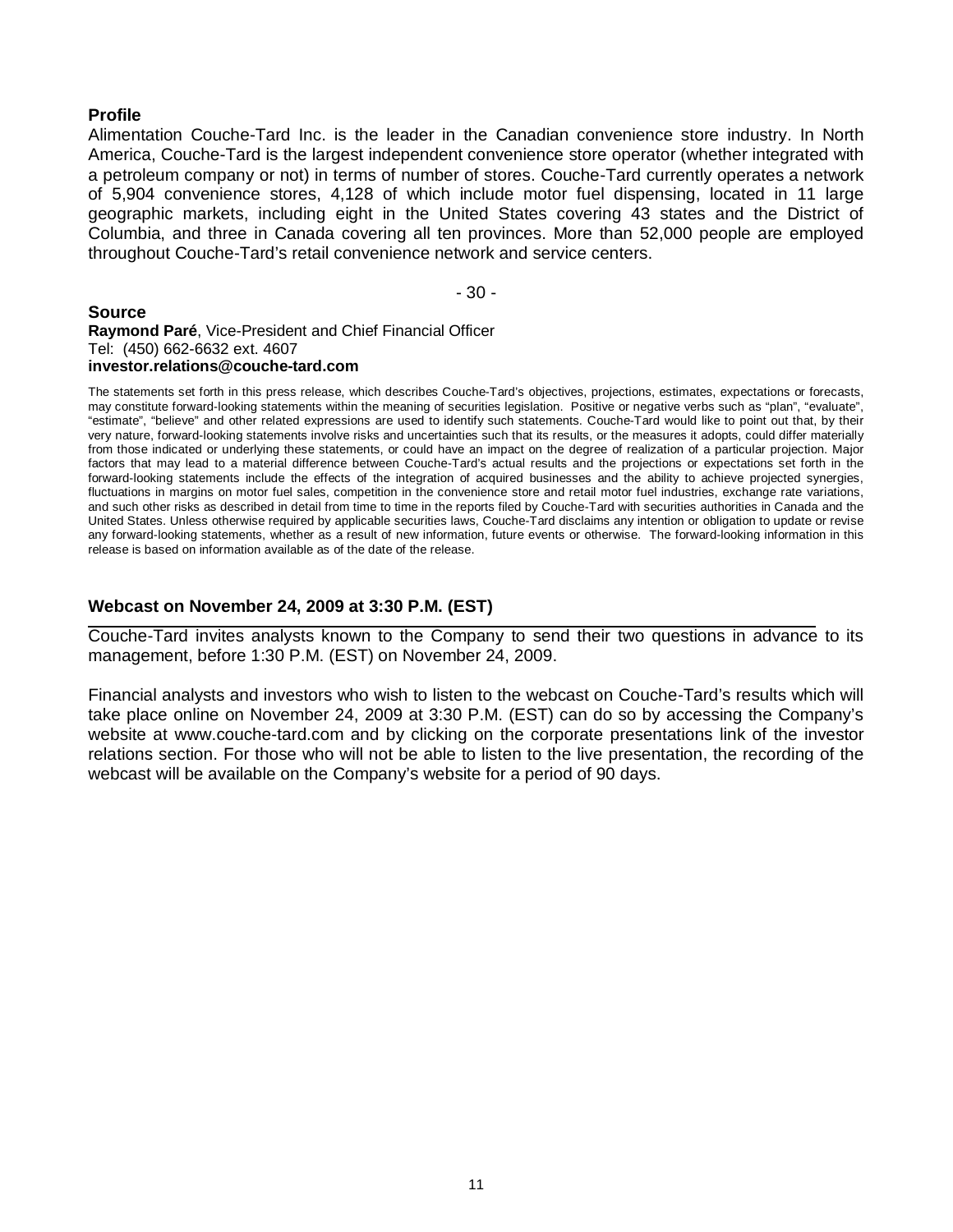**Profile**

Alimentation Couche-Tard Inc. is the leader in the Canadian convenience store industry. In North America, Couche-Tard is the largest independent convenience store operator (whether integrated with a petroleum company or not) in terms of number of stores. Couche-Tard currently operates a network of 5,904 convenience stores, 4,128 of which include motor fuel dispensing, located in 11 large geographic markets, including eight in the United States covering 43 states and the District of Columbia, and three in Canada covering all ten provinces. More than 52,000 people are employed throughout Couche-Tard's retail convenience network and service centers.

- 30 -

**Source**

**Raymond Paré**, Vice-President and Chief Financial Officer
Tel: (450) 662-6632 ext. 4607
**investor.relations@couche-tard.com**

The statements set forth in this press release, which describes Couche-Tard's objectives, projections, estimates, expectations or forecasts, may constitute forward-looking statements within the meaning of securities legislation. Positive or negative verbs such as "plan", "evaluate", "estimate", "believe" and other related expressions are used to identify such statements. Couche-Tard would like to point out that, by their very nature, forward-looking statements involve risks and uncertainties such that its results, or the measures it adopts, could differ materially from those indicated or underlying these statements, or could have an impact on the degree of realization of a particular projection. Major factors that may lead to a material difference between Couche-Tard's actual results and the projections or expectations set forth in the forward-looking statements include the effects of the integration of acquired businesses and the ability to achieve projected synergies, fluctuations in margins on motor fuel sales, competition in the convenience store and retail motor fuel industries, exchange rate variations, and such other risks as described in detail from time to time in the reports filed by Couche-Tard with securities authorities in Canada and the United States. Unless otherwise required by applicable securities laws, Couche-Tard disclaims any intention or obligation to update or revise any forward-looking statements, whether as a result of new information, future events or otherwise. The forward-looking information in this release is based on information available as of the date of the release.

**Webcast on November 24, 2009 at 3:30 P.M. (EST)**

Couche-Tard invites analysts known to the Company to send their two questions in advance to its management, before 1:30 P.M. (EST) on November 24, 2009.

Financial analysts and investors who wish to listen to the webcast on Couche-Tard's results which will take place online on November 24, 2009 at 3:30 P.M. (EST) can do so by accessing the Company's website at www.couche-tard.com and by clicking on the corporate presentations link of the investor relations section. For those who will not be able to listen to the live presentation, the recording of the webcast will be available on the Company's website for a period of 90 days.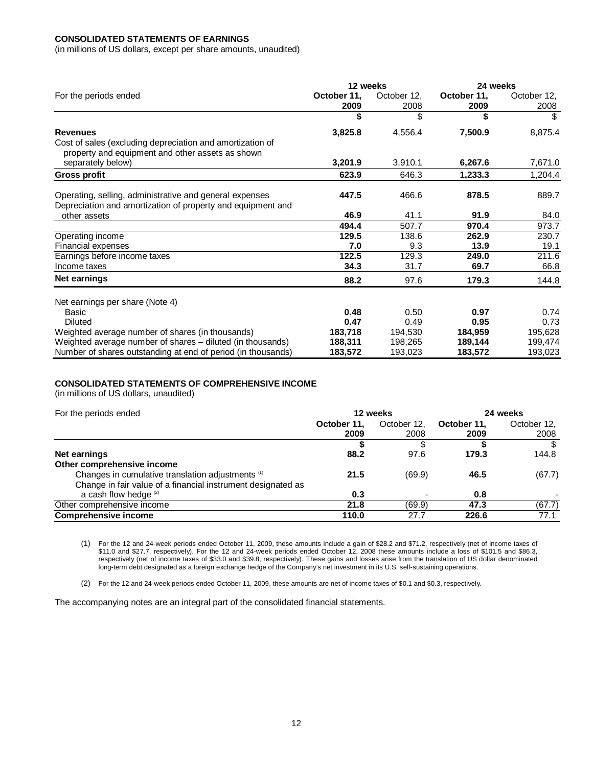**CONSOLIDATED STATEMENTS OF EARNINGS**

(in millions of US dollars, except per share amounts, unaudited)

| For the periods ended | 12 weeks | | 24 weeks | |
|---|---|---|---|---|
| | **October 11, 2009** | October 12, 2008 | **October 11, 2009** | October 12, 2008 |
| | **$** | $ | **$** | $ |
| **Revenues** | **3,825.8** | 4,556.4 | **7,500.9** | 8,875.4 |
| Cost of sales (excluding depreciation and amortization of property and equipment and other assets as shown separately below) | **3,201.9** | 3,910.1 | **6,267.6** | 7,671.0 |
| **Gross profit** | **623.9** | 646.3 | **1,233.3** | 1,204.4 |
| Operating, selling, administrative and general expenses | **447.5** | 466.6 | **878.5** | 889.7 |
| Depreciation and amortization of property and equipment and other assets | **46.9** | 41.1 | **91.9** | 84.0 |
| | **494.4** | 507.7 | **970.4** | 973.7 |
| Operating income | **129.5** | 138.6 | **262.9** | 230.7 |
| Financial expenses | **7.0** | 9.3 | **13.9** | 19.1 |
| Earnings before income taxes | **122.5** | 129.3 | **249.0** | 211.6 |
| Income taxes | **34.3** | 31.7 | **69.7** | 66.8 |
| **Net earnings** | **88.2** | 97.6 | **179.3** | 144.8 |
| Net earnings per share (Note 4) | | | | |
| Basic | **0.48** | 0.50 | **0.97** | 0.74 |
| Diluted | **0.47** | 0.49 | **0.95** | 0.73 |
| Weighted average number of shares (in thousands) | **183,718** | 194,530 | **184,959** | 195,628 |
| Weighted average number of shares – diluted (in thousands) | **188,311** | 198,265 | **189,144** | 199,474 |
| Number of shares outstanding at end of period (in thousands) | **183,572** | 193,023 | **183,572** | 193,023 |

**CONSOLIDATED STATEMENTS OF COMPREHENSIVE INCOME**

(in millions of US dollars, unaudited)

| For the periods ended | 12 weeks | | 24 weeks | |
|---|---|---|---|---|
| | **October 11, 2009** | October 12, 2008 | **October 11, 2009** | October 12, 2008 |
| | **$** | $ | **$** | $ |
| **Net earnings** | **88.2** | 97.6 | **179.3** | 144.8 |
| **Other comprehensive income** | | | | |
| Changes in cumulative translation adjustments (1) | **21.5** | (69.9) | **46.5** | (67.7) |
| Change in fair value of a financial instrument designated as a cash flow hedge (2) | **0.3** | - | **0.8** | - |
| Other comprehensive income | **21.8** | (69.9) | **47.3** | (67.7) |
| **Comprehensive income** | **110.0** | 27.7 | **226.6** | 77.1 |

(1) For the 12 and 24-week periods ended October 11, 2009, these amounts include a gain of $28.2 and $71.2, respectively (net of income taxes of $11.0 and $27.7, respectively). For the 12 and 24-week periods ended October 12, 2008 these amounts include a loss of $101.5 and $86.3, respectively (net of income taxes of $33.0 and $39.8, respectively). These gains and losses arise from the translation of US dollar denominated long-term debt designated as a foreign exchange hedge of the Company's net investment in its U.S. self-sustaining operations.

(2) For the 12 and 24-week periods ended October 11, 2009, these amounts are net of income taxes of $0.1 and $0.3, respectively.

The accompanying notes are an integral part of the consolidated financial statements.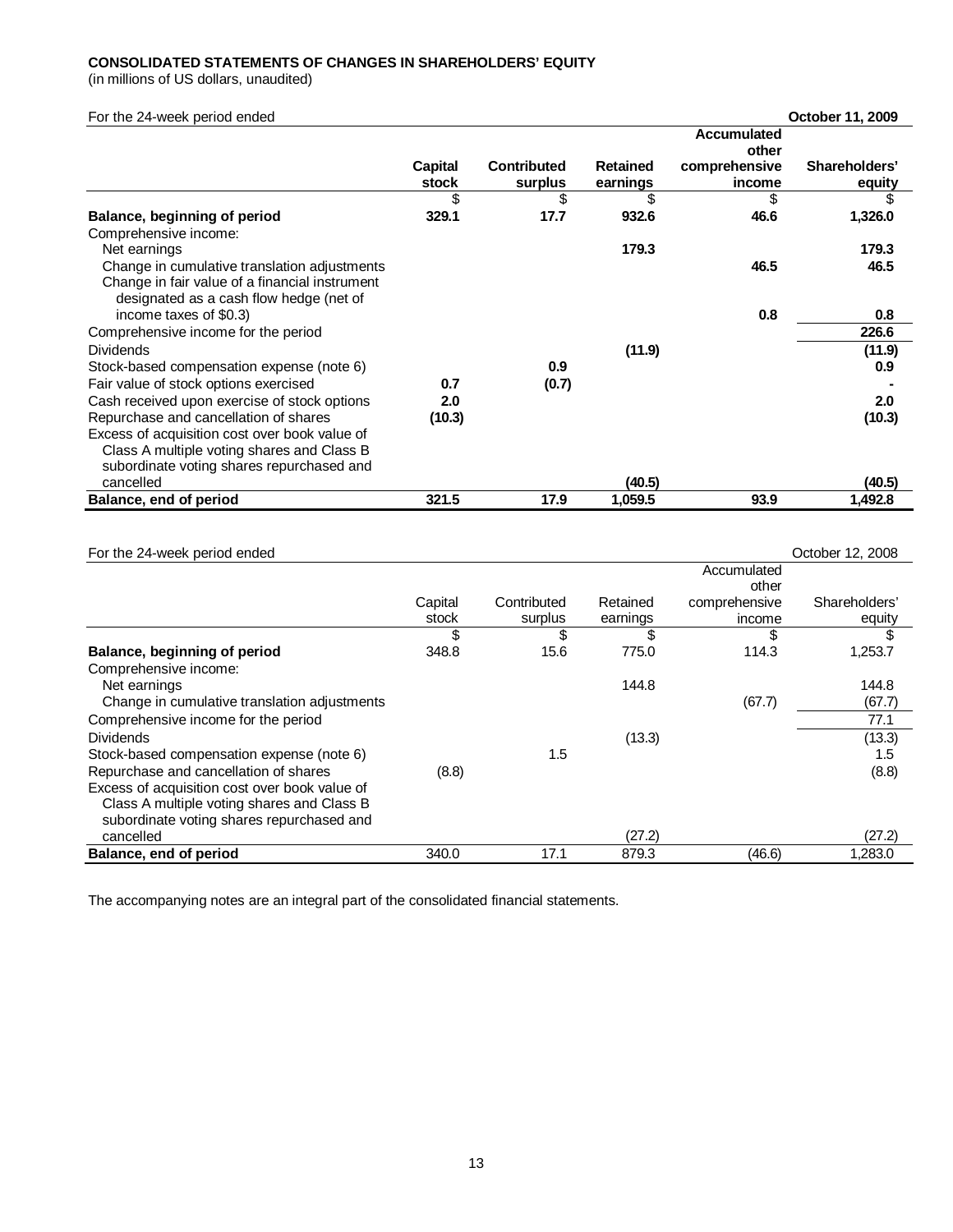**CONSOLIDATED STATEMENTS OF CHANGES IN SHAREHOLDERS' EQUITY**
(in millions of US dollars, unaudited)

For the 24-week period ended **October 11, 2009**

| | **Capital stock** | **Contributed surplus** | **Retained earnings** | **Accumulated other comprehensive income** | **Shareholders' equity** |
|---|---|---|---|---|---|
| | $ | $ | $ | $ | $ |
| **Balance, beginning of period** | **329.1** | **17.7** | **932.6** | **46.6** | **1,326.0** |
| Comprehensive income: | | | | | |
| Net earnings | | | **179.3** | | **179.3** |
| Change in cumulative translation adjustments | | | | **46.5** | **46.5** |
| Change in fair value of a financial instrument designated as a cash flow hedge (net of income taxes of $0.3) | | | | **0.8** | **0.8** |
| Comprehensive income for the period | | | | | **226.6** |
| Dividends | | | **(11.9)** | | **(11.9)** |
| Stock-based compensation expense (note 6) | | **0.9** | | | **0.9** |
| Fair value of stock options exercised | **0.7** | **(0.7)** | | | **-** |
| Cash received upon exercise of stock options | **2.0** | | | | **2.0** |
| Repurchase and cancellation of shares | **(10.3)** | | | | **(10.3)** |
| Excess of acquisition cost over book value of Class A multiple voting shares and Class B subordinate voting shares repurchased and cancelled | | | **(40.5)** | | **(40.5)** |
| **Balance, end of period** | **321.5** | **17.9** | **1,059.5** | **93.9** | **1,492.8** |

For the 24-week period ended October 12, 2008

| | Capital stock | Contributed surplus | Retained earnings | Accumulated other comprehensive income | Shareholders' equity |
|---|---|---|---|---|---|
| | $ | $ | $ | $ | $ |
| **Balance, beginning of period** | 348.8 | 15.6 | 775.0 | 114.3 | 1,253.7 |
| Comprehensive income: | | | | | |
| Net earnings | | | 144.8 | | 144.8 |
| Change in cumulative translation adjustments | | | | (67.7) | (67.7) |
| Comprehensive income for the period | | | | | 77.1 |
| Dividends | | | (13.3) | | (13.3) |
| Stock-based compensation expense (note 6) | | 1.5 | | | 1.5 |
| Repurchase and cancellation of shares | (8.8) | | | | (8.8) |
| Excess of acquisition cost over book value of Class A multiple voting shares and Class B subordinate voting shares repurchased and cancelled | | | (27.2) | | (27.2) |
| **Balance, end of period** | 340.0 | 17.1 | 879.3 | (46.6) | 1,283.0 |

The accompanying notes are an integral part of the consolidated financial statements.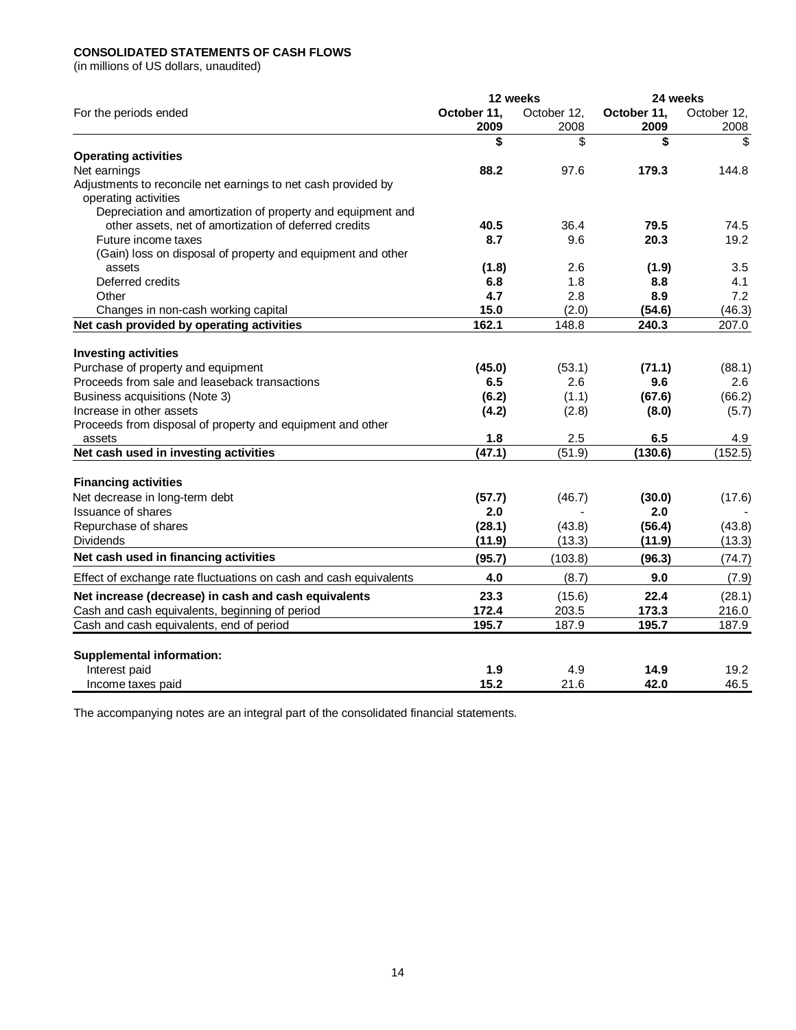**CONSOLIDATED STATEMENTS OF CASH FLOWS**
(in millions of US dollars, unaudited)

| | 12 weeks | | 24 weeks | |
|---|---|---|---|---|
| For the periods ended | **October 11, 2009** | October 12, 2008 | **October 11, 2009** | October 12, 2008 |
| | **$** | $ | **$** | $ |
| **Operating activities** | | | | |
| Net earnings | **88.2** | 97.6 | **179.3** | 144.8 |
| Adjustments to reconcile net earnings to net cash provided by operating activities | | | | |
| Depreciation and amortization of property and equipment and other assets, net of amortization of deferred credits | **40.5** | 36.4 | **79.5** | 74.5 |
| Future income taxes | **8.7** | 9.6 | **20.3** | 19.2 |
| (Gain) loss on disposal of property and equipment and other assets | **(1.8)** | 2.6 | **(1.9)** | 3.5 |
| Deferred credits | **6.8** | 1.8 | **8.8** | 4.1 |
| Other | **4.7** | 2.8 | **8.9** | 7.2 |
| Changes in non-cash working capital | **15.0** | (2.0) | **(54.6)** | (46.3) |
| **Net cash provided by operating activities** | **162.1** | 148.8 | **240.3** | 207.0 |
| **Investing activities** | | | | |
| Purchase of property and equipment | **(45.0)** | (53.1) | **(71.1)** | (88.1) |
| Proceeds from sale and leaseback transactions | **6.5** | 2.6 | **9.6** | 2.6 |
| Business acquisitions (Note 3) | **(6.2)** | (1.1) | **(67.6)** | (66.2) |
| Increase in other assets | **(4.2)** | (2.8) | **(8.0)** | (5.7) |
| Proceeds from disposal of property and equipment and other assets | **1.8** | 2.5 | **6.5** | 4.9 |
| **Net cash used in investing activities** | **(47.1)** | (51.9) | **(130.6)** | (152.5) |
| **Financing activities** | | | | |
| Net decrease in long-term debt | **(57.7)** | (46.7) | **(30.0)** | (17.6) |
| Issuance of shares | **2.0** | - | **2.0** | - |
| Repurchase of shares | **(28.1)** | (43.8) | **(56.4)** | (43.8) |
| Dividends | **(11.9)** | (13.3) | **(11.9)** | (13.3) |
| **Net cash used in financing activities** | **(95.7)** | (103.8) | **(96.3)** | (74.7) |
| Effect of exchange rate fluctuations on cash and cash equivalents | **4.0** | (8.7) | **9.0** | (7.9) |
| **Net increase (decrease) in cash and cash equivalents** | **23.3** | (15.6) | **22.4** | (28.1) |
| Cash and cash equivalents, beginning of period | **172.4** | 203.5 | **173.3** | 216.0 |
| Cash and cash equivalents, end of period | **195.7** | 187.9 | **195.7** | 187.9 |
| **Supplemental information:** | | | | |
| Interest paid | **1.9** | 4.9 | **14.9** | 19.2 |
| Income taxes paid | **15.2** | 21.6 | **42.0** | 46.5 |

The accompanying notes are an integral part of the consolidated financial statements.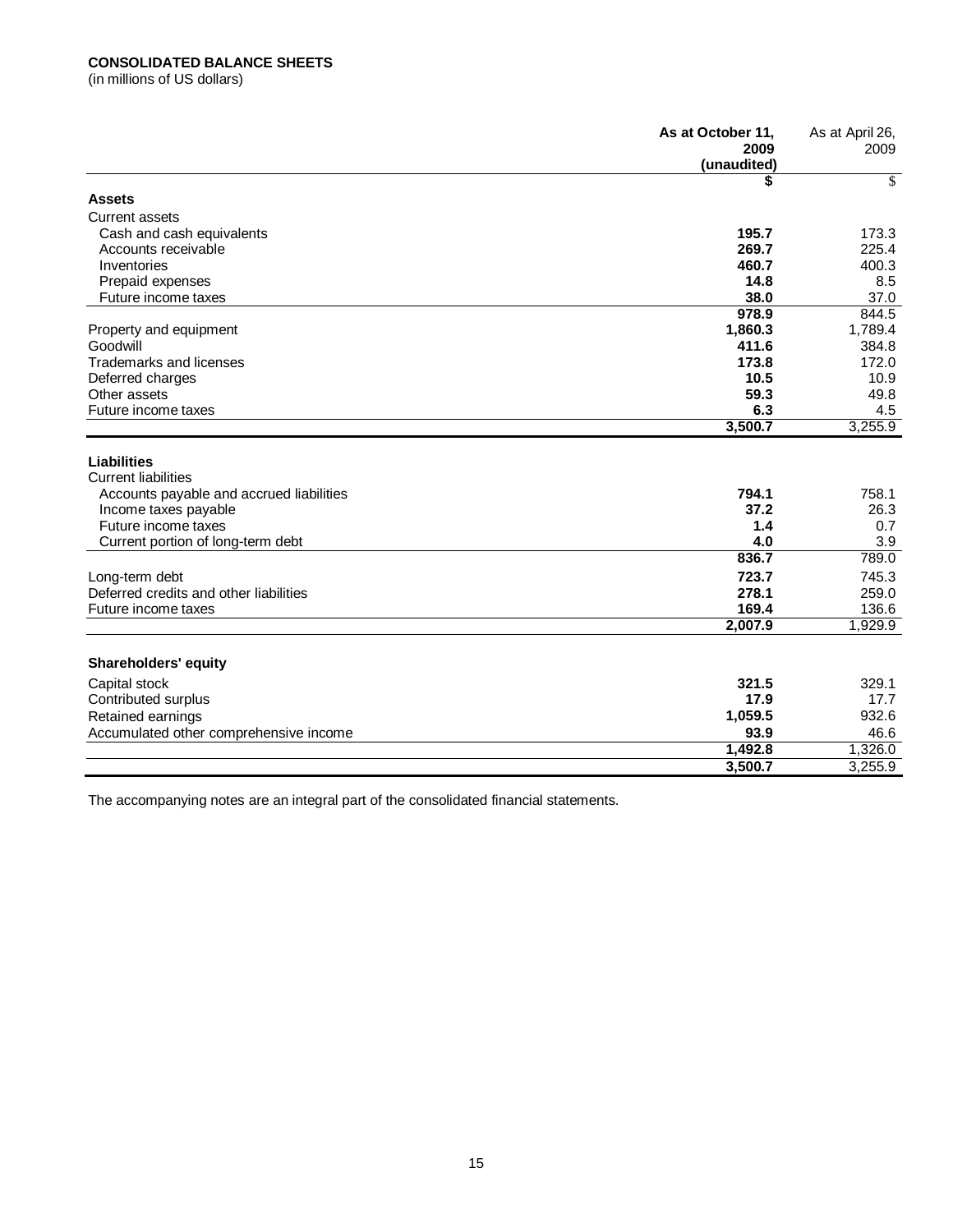**CONSOLIDATED BALANCE SHEETS**
(in millions of US dollars)

| | **As at October 11, 2009 (unaudited)** | As at April 26, 2009 |
|---|---|---|
| | **$** | $ |
| **Assets** | | |
| Current assets | | |
| Cash and cash equivalents | **195.7** | 173.3 |
| Accounts receivable | **269.7** | 225.4 |
| Inventories | **460.7** | 400.3 |
| Prepaid expenses | **14.8** | 8.5 |
| Future income taxes | **38.0** | 37.0 |
| | **978.9** | 844.5 |
| Property and equipment | **1,860.3** | 1,789.4 |
| Goodwill | **411.6** | 384.8 |
| Trademarks and licenses | **173.8** | 172.0 |
| Deferred charges | **10.5** | 10.9 |
| Other assets | **59.3** | 49.8 |
| Future income taxes | **6.3** | 4.5 |
| | **3,500.7** | 3,255.9 |
| **Liabilities** | | |
| Current liabilities | | |
| Accounts payable and accrued liabilities | **794.1** | 758.1 |
| Income taxes payable | **37.2** | 26.3 |
| Future income taxes | **1.4** | 0.7 |
| Current portion of long-term debt | **4.0** | 3.9 |
| | **836.7** | 789.0 |
| Long-term debt | **723.7** | 745.3 |
| Deferred credits and other liabilities | **278.1** | 259.0 |
| Future income taxes | **169.4** | 136.6 |
| | **2,007.9** | 1,929.9 |
| **Shareholders' equity** | | |
| Capital stock | **321.5** | 329.1 |
| Contributed surplus | **17.9** | 17.7 |
| Retained earnings | **1,059.5** | 932.6 |
| Accumulated other comprehensive income | **93.9** | 46.6 |
| | **1,492.8** | 1,326.0 |
| | **3,500.7** | 3,255.9 |

The accompanying notes are an integral part of the consolidated financial statements.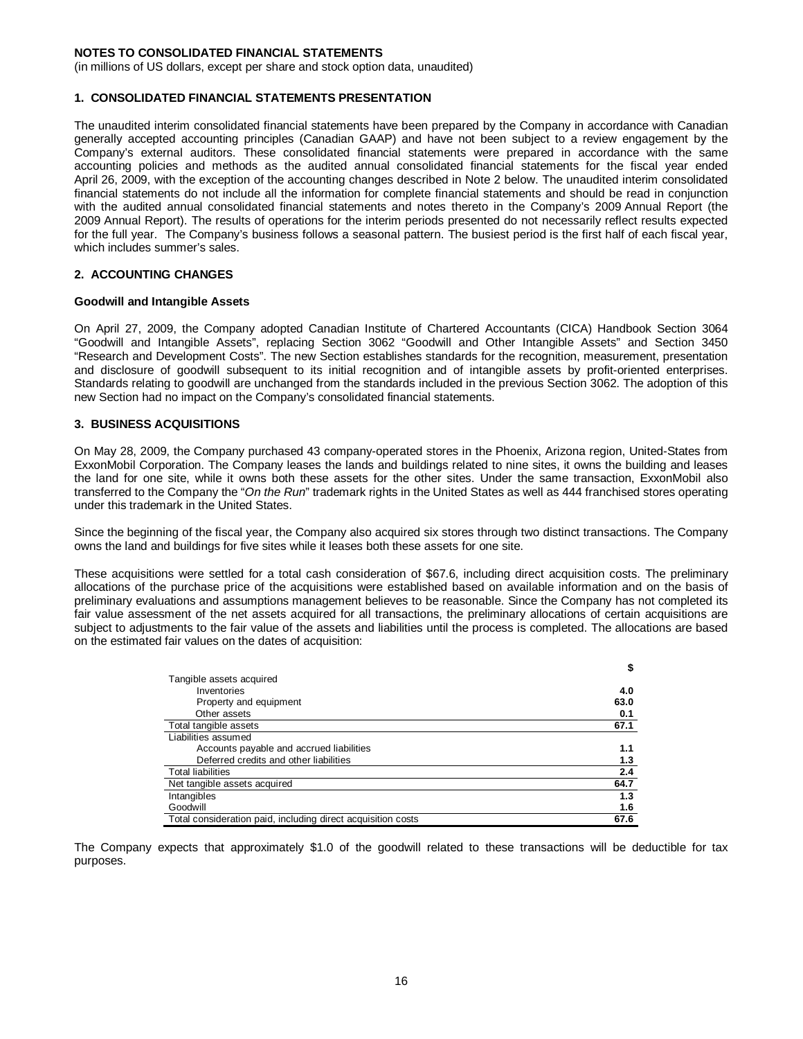**NOTES TO CONSOLIDATED FINANCIAL STATEMENTS**

(in millions of US dollars, except per share and stock option data, unaudited)

## 1. CONSOLIDATED FINANCIAL STATEMENTS PRESENTATION

The unaudited interim consolidated financial statements have been prepared by the Company in accordance with Canadian generally accepted accounting principles (Canadian GAAP) and have not been subject to a review engagement by the Company's external auditors. These consolidated financial statements were prepared in accordance with the same accounting policies and methods as the audited annual consolidated financial statements for the fiscal year ended April 26, 2009, with the exception of the accounting changes described in Note 2 below. The unaudited interim consolidated financial statements do not include all the information for complete financial statements and should be read in conjunction with the audited annual consolidated financial statements and notes thereto in the Company's 2009 Annual Report (the 2009 Annual Report). The results of operations for the interim periods presented do not necessarily reflect results expected for the full year. The Company's business follows a seasonal pattern. The busiest period is the first half of each fiscal year, which includes summer's sales.

## 2. ACCOUNTING CHANGES

**Goodwill and Intangible Assets**

On April 27, 2009, the Company adopted Canadian Institute of Chartered Accountants (CICA) Handbook Section 3064 "Goodwill and Intangible Assets", replacing Section 3062 "Goodwill and Other Intangible Assets" and Section 3450 "Research and Development Costs". The new Section establishes standards for the recognition, measurement, presentation and disclosure of goodwill subsequent to its initial recognition and of intangible assets by profit-oriented enterprises. Standards relating to goodwill are unchanged from the standards included in the previous Section 3062. The adoption of this new Section had no impact on the Company's consolidated financial statements.

## 3. BUSINESS ACQUISITIONS

On May 28, 2009, the Company purchased 43 company-operated stores in the Phoenix, Arizona region, United-States from ExxonMobil Corporation. The Company leases the lands and buildings related to nine sites, it owns the building and leases the land for one site, while it owns both these assets for the other sites. Under the same transaction, ExxonMobil also transferred to the Company the "*On the Run*" trademark rights in the United States as well as 444 franchised stores operating under this trademark in the United States.

Since the beginning of the fiscal year, the Company also acquired six stores through two distinct transactions. The Company owns the land and buildings for five sites while it leases both these assets for one site.

These acquisitions were settled for a total cash consideration of $67.6, including direct acquisition costs. The preliminary allocations of the purchase price of the acquisitions were established based on available information and on the basis of preliminary evaluations and assumptions management believes to be reasonable. Since the Company has not completed its fair value assessment of the net assets acquired for all transactions, the preliminary allocations of certain acquisitions are subject to adjustments to the fair value of the assets and liabilities until the process is completed. The allocations are based on the estimated fair values on the dates of acquisition:

| | $ |
|---|---|
| Tangible assets acquired | |
| Inventories | **4.0** |
| Property and equipment | **63.0** |
| Other assets | **0.1** |
| Total tangible assets | **67.1** |
| Liabilities assumed | |
| Accounts payable and accrued liabilities | **1.1** |
| Deferred credits and other liabilities | **1.3** |
| Total liabilities | **2.4** |
| Net tangible assets acquired | **64.7** |
| Intangibles | **1.3** |
| Goodwill | **1.6** |
| Total consideration paid, including direct acquisition costs | **67.6** |

The Company expects that approximately $1.0 of the goodwill related to these transactions will be deductible for tax purposes.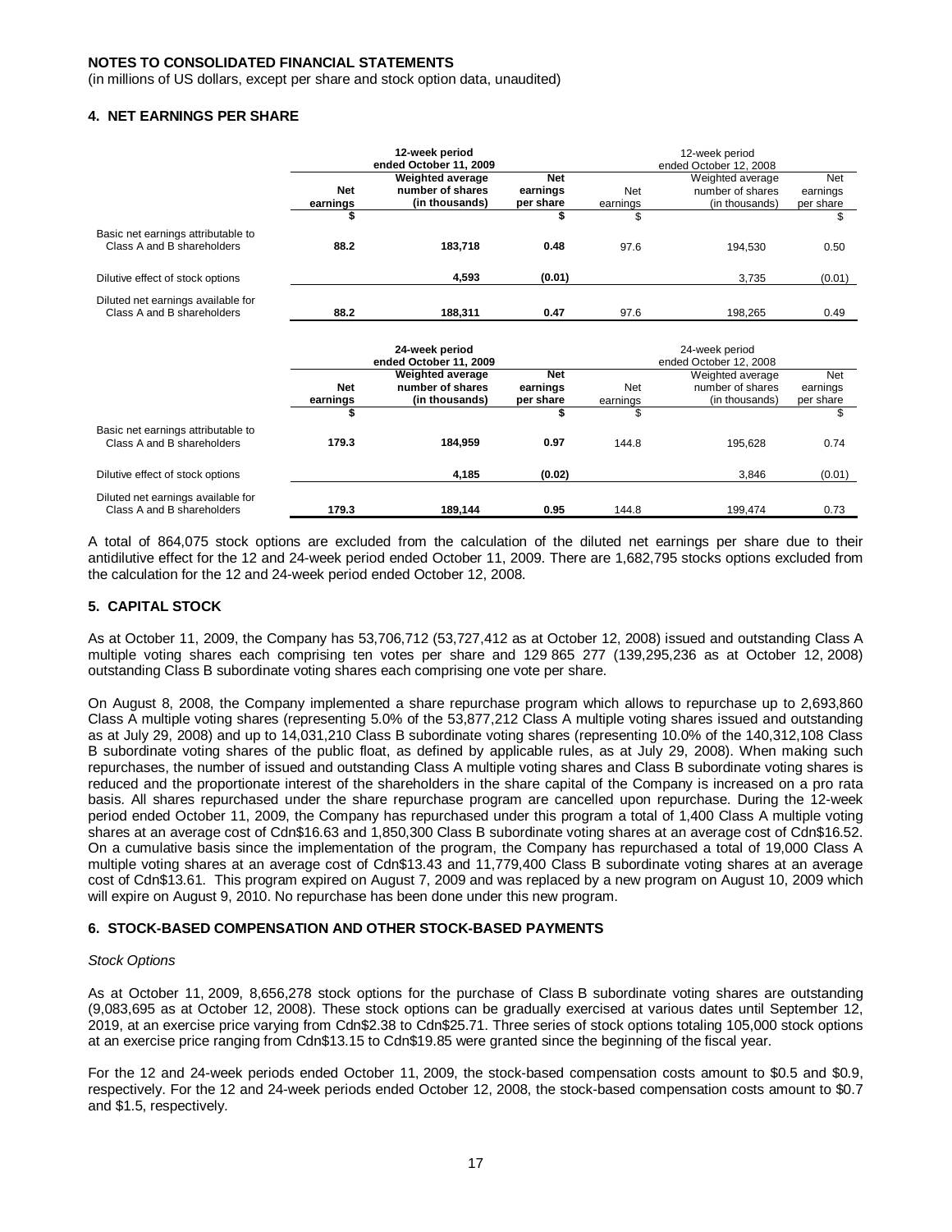**NOTES TO CONSOLIDATED FINANCIAL STATEMENTS**

(in millions of US dollars, except per share and stock option data, unaudited)

### 4. NET EARNINGS PER SHARE

| | 12-week period ended October 11, 2009 | | | 12-week period ended October 12, 2008 | | |
|---|---|---|---|---|---|---|
| | **Net earnings** | **Weighted average number of shares (in thousands)** | **Net earnings per share** | Net earnings | Weighted average number of shares (in thousands) | Net earnings per share |
| | **$** | | **$** | $ | | $ |
| Basic net earnings attributable to Class A and B shareholders | **88.2** | **183,718** | **0.48** | 97.6 | 194,530 | 0.50 |
| Dilutive effect of stock options | | **4,593** | **(0.01)** | | 3,735 | (0.01) |
| Diluted net earnings available for Class A and B shareholders | **88.2** | **188,311** | **0.47** | 97.6 | 198,265 | 0.49 |

| | 24-week period ended October 11, 2009 | | | 24-week period ended October 12, 2008 | | |
|---|---|---|---|---|---|---|
| | **Net earnings** | **Weighted average number of shares (in thousands)** | **Net earnings per share** | Net earnings | Weighted average number of shares (in thousands) | Net earnings per share |
| | **$** | | **$** | $ | | $ |
| Basic net earnings attributable to Class A and B shareholders | **179.3** | **184,959** | **0.97** | 144.8 | 195,628 | 0.74 |
| Dilutive effect of stock options | | **4,185** | **(0.02)** | | 3,846 | (0.01) |
| Diluted net earnings available for Class A and B shareholders | **179.3** | **189,144** | **0.95** | 144.8 | 199,474 | 0.73 |

A total of 864,075 stock options are excluded from the calculation of the diluted net earnings per share due to their antidilutive effect for the 12 and 24-week period ended October 11, 2009. There are 1,682,795 stocks options excluded from the calculation for the 12 and 24-week period ended October 12, 2008.

### 5. CAPITAL STOCK

As at October 11, 2009, the Company has 53,706,712 (53,727,412 as at October 12, 2008) issued and outstanding Class A multiple voting shares each comprising ten votes per share and 129 865 277 (139,295,236 as at October 12, 2008) outstanding Class B subordinate voting shares each comprising one vote per share.

On August 8, 2008, the Company implemented a share repurchase program which allows to repurchase up to 2,693,860 Class A multiple voting shares (representing 5.0% of the 53,877,212 Class A multiple voting shares issued and outstanding as at July 29, 2008) and up to 14,031,210 Class B subordinate voting shares (representing 10.0% of the 140,312,108 Class B subordinate voting shares of the public float, as defined by applicable rules, as at July 29, 2008). When making such repurchases, the number of issued and outstanding Class A multiple voting shares and Class B subordinate voting shares is reduced and the proportionate interest of the shareholders in the share capital of the Company is increased on a pro rata basis. All shares repurchased under the share repurchase program are cancelled upon repurchase. During the 12-week period ended October 11, 2009, the Company has repurchased under this program a total of 1,400 Class A multiple voting shares at an average cost of Cdn$16.63 and 1,850,300 Class B subordinate voting shares at an average cost of Cdn$16.52. On a cumulative basis since the implementation of the program, the Company has repurchased a total of 19,000 Class A multiple voting shares at an average cost of Cdn$13.43 and 11,779,400 Class B subordinate voting shares at an average cost of Cdn$13.61. This program expired on August 7, 2009 and was replaced by a new program on August 10, 2009 which will expire on August 9, 2010. No repurchase has been done under this new program.

### 6. STOCK-BASED COMPENSATION AND OTHER STOCK-BASED PAYMENTS

*Stock Options*

As at October 11, 2009, 8,656,278 stock options for the purchase of Class B subordinate voting shares are outstanding (9,083,695 as at October 12, 2008). These stock options can be gradually exercised at various dates until September 12, 2019, at an exercise price varying from Cdn$2.38 to Cdn$25.71. Three series of stock options totaling 105,000 stock options at an exercise price ranging from Cdn$13.15 to Cdn$19.85 were granted since the beginning of the fiscal year.

For the 12 and 24-week periods ended October 11, 2009, the stock-based compensation costs amount to $0.5 and $0.9, respectively. For the 12 and 24-week periods ended October 12, 2008, the stock-based compensation costs amount to $0.7 and $1.5, respectively.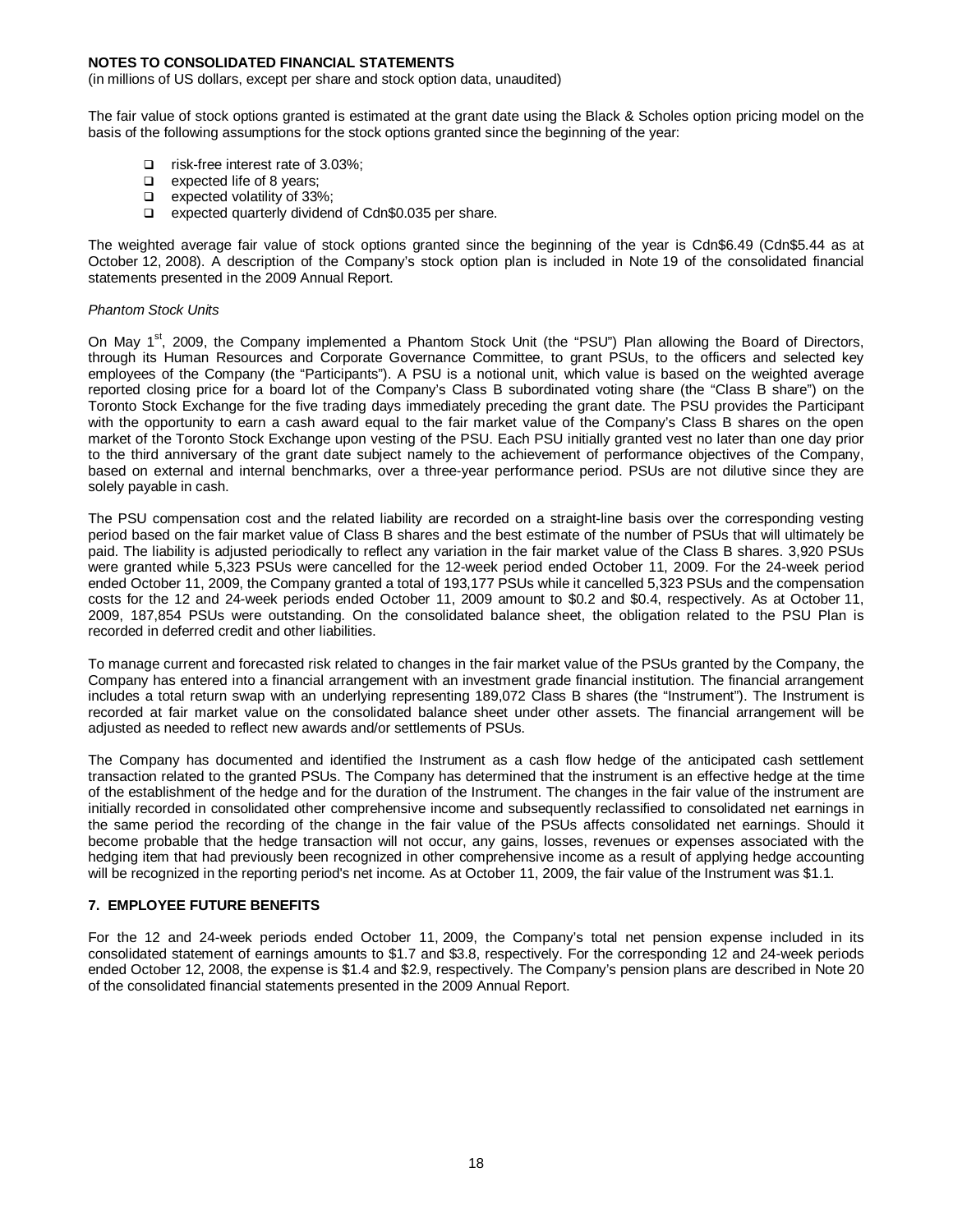**NOTES TO CONSOLIDATED FINANCIAL STATEMENTS**
(in millions of US dollars, except per share and stock option data, unaudited)

The fair value of stock options granted is estimated at the grant date using the Black & Scholes option pricing model on the basis of the following assumptions for the stock options granted since the beginning of the year:

- risk-free interest rate of 3.03%;
- expected life of 8 years;
- expected volatility of 33%;
- expected quarterly dividend of Cdn$0.035 per share.

The weighted average fair value of stock options granted since the beginning of the year is Cdn$6.49 (Cdn$5.44 as at October 12, 2008). A description of the Company's stock option plan is included in Note 19 of the consolidated financial statements presented in the 2009 Annual Report.

*Phantom Stock Units*

On May 1st, 2009, the Company implemented a Phantom Stock Unit (the "PSU") Plan allowing the Board of Directors, through its Human Resources and Corporate Governance Committee, to grant PSUs, to the officers and selected key employees of the Company (the "Participants"). A PSU is a notional unit, which value is based on the weighted average reported closing price for a board lot of the Company's Class B subordinated voting share (the "Class B share") on the Toronto Stock Exchange for the five trading days immediately preceding the grant date. The PSU provides the Participant with the opportunity to earn a cash award equal to the fair market value of the Company's Class B shares on the open market of the Toronto Stock Exchange upon vesting of the PSU. Each PSU initially granted vest no later than one day prior to the third anniversary of the grant date subject namely to the achievement of performance objectives of the Company, based on external and internal benchmarks, over a three-year performance period. PSUs are not dilutive since they are solely payable in cash.

The PSU compensation cost and the related liability are recorded on a straight-line basis over the corresponding vesting period based on the fair market value of Class B shares and the best estimate of the number of PSUs that will ultimately be paid. The liability is adjusted periodically to reflect any variation in the fair market value of the Class B shares. 3,920 PSUs were granted while 5,323 PSUs were cancelled for the 12-week period ended October 11, 2009. For the 24-week period ended October 11, 2009, the Company granted a total of 193,177 PSUs while it cancelled 5,323 PSUs and the compensation costs for the 12 and 24-week periods ended October 11, 2009 amount to $0.2 and $0.4, respectively. As at October 11, 2009, 187,854 PSUs were outstanding. On the consolidated balance sheet, the obligation related to the PSU Plan is recorded in deferred credit and other liabilities.

To manage current and forecasted risk related to changes in the fair market value of the PSUs granted by the Company, the Company has entered into a financial arrangement with an investment grade financial institution. The financial arrangement includes a total return swap with an underlying representing 189,072 Class B shares (the "Instrument"). The Instrument is recorded at fair market value on the consolidated balance sheet under other assets. The financial arrangement will be adjusted as needed to reflect new awards and/or settlements of PSUs.

The Company has documented and identified the Instrument as a cash flow hedge of the anticipated cash settlement transaction related to the granted PSUs. The Company has determined that the instrument is an effective hedge at the time of the establishment of the hedge and for the duration of the Instrument. The changes in the fair value of the instrument are initially recorded in consolidated other comprehensive income and subsequently reclassified to consolidated net earnings in the same period the recording of the change in the fair value of the PSUs affects consolidated net earnings. Should it become probable that the hedge transaction will not occur, any gains, losses, revenues or expenses associated with the hedging item that had previously been recognized in other comprehensive income as a result of applying hedge accounting will be recognized in the reporting period's net income. As at October 11, 2009, the fair value of the Instrument was $1.1.

## 7. EMPLOYEE FUTURE BENEFITS

For the 12 and 24-week periods ended October 11, 2009, the Company's total net pension expense included in its consolidated statement of earnings amounts to $1.7 and $3.8, respectively. For the corresponding 12 and 24-week periods ended October 12, 2008, the expense is $1.4 and $2.9, respectively. The Company's pension plans are described in Note 20 of the consolidated financial statements presented in the 2009 Annual Report.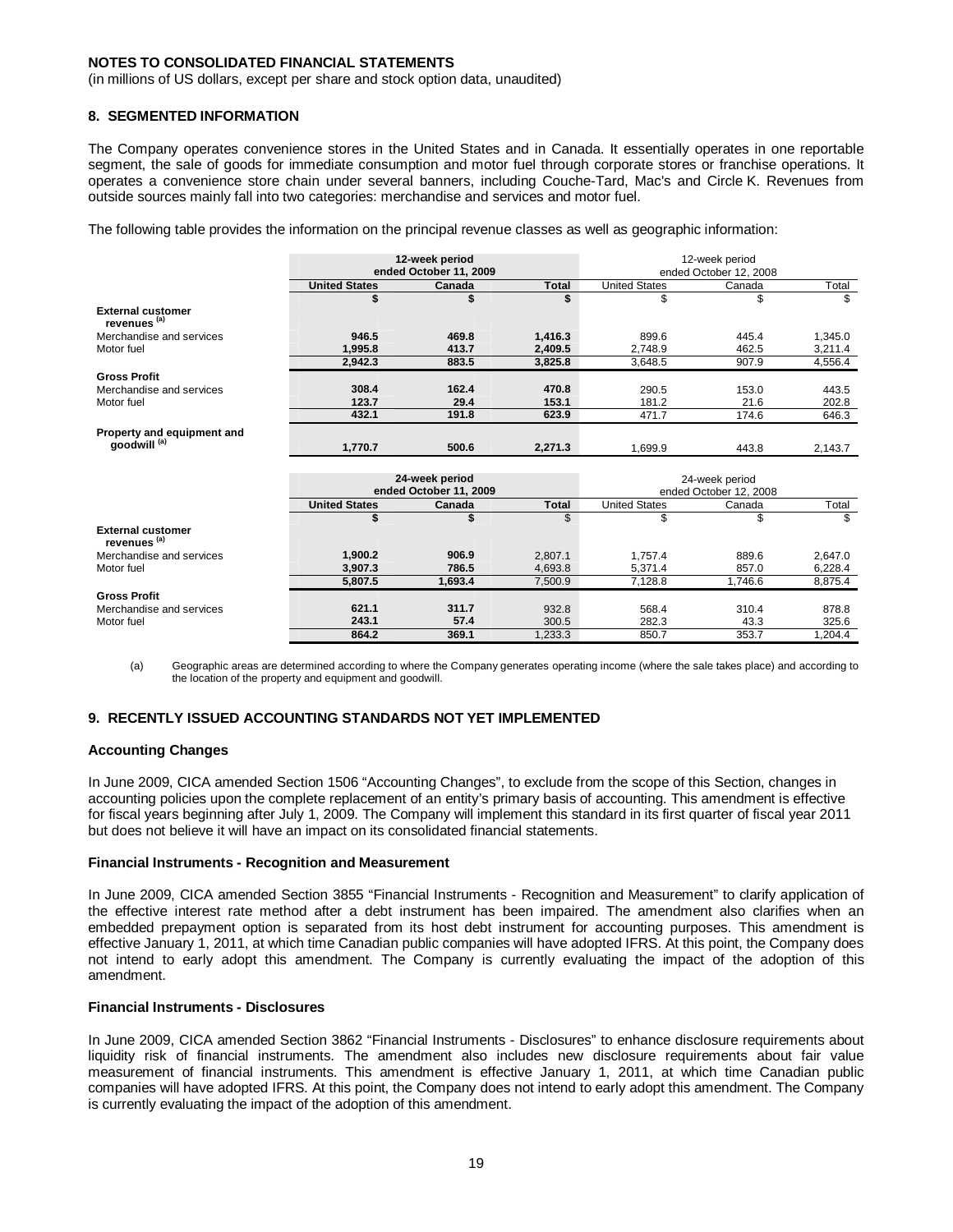## NOTES TO CONSOLIDATED FINANCIAL STATEMENTS

(in millions of US dollars, except per share and stock option data, unaudited)

### 8. SEGMENTED INFORMATION

The Company operates convenience stores in the United States and in Canada. It essentially operates in one reportable segment, the sale of goods for immediate consumption and motor fuel through corporate stores or franchise operations. It operates a convenience store chain under several banners, including Couche-Tard, Mac's and Circle K. Revenues from outside sources mainly fall into two categories: merchandise and services and motor fuel.

The following table provides the information on the principal revenue classes as well as geographic information:

| | **12-week period ended October 11, 2009** | | | 12-week period ended October 12, 2008 | | |
|---|---|---|---|---|---|---|
| | **United States** | **Canada** | **Total** | United States | Canada | Total |
| | **$** | **$** | **$** | $ | $ | $ |
| **External customer revenues [(a)]** | | | | | | |
| Merchandise and services | **946.5** | **469.8** | **1,416.3** | 899.6 | 445.4 | 1,345.0 |
| Motor fuel | **1,995.8** | **413.7** | **2,409.5** | 2,748.9 | 462.5 | 3,211.4 |
| | **2,942.3** | **883.5** | **3,825.8** | 3,648.5 | 907.9 | 4,556.4 |
| **Gross Profit** | | | | | | |
| Merchandise and services | **308.4** | **162.4** | **470.8** | 290.5 | 153.0 | 443.5 |
| Motor fuel | **123.7** | **29.4** | **153.1** | 181.2 | 21.6 | 202.8 |
| | **432.1** | **191.8** | **623.9** | 471.7 | 174.6 | 646.3 |
| **Property and equipment and goodwill [(a)]** | **1,770.7** | **500.6** | **2,271.3** | 1,699.9 | 443.8 | 2,143.7 |

| | **24-week period ended October 11, 2009** | | | 24-week period ended October 12, 2008 | | |
|---|---|---|---|---|---|---|
| | **United States** | **Canada** | **Total** | United States | Canada | Total |
| | **$** | **$** | $ | $ | $ | $ |
| **External customer revenues [(a)]** | | | | | | |
| Merchandise and services | **1,900.2** | **906.9** | 2,807.1 | 1,757.4 | 889.6 | 2,647.0 |
| Motor fuel | **3,907.3** | **786.5** | 4,693.8 | 5,371.4 | 857.0 | 6,228.4 |
| | **5,807.5** | **1,693.4** | 7,500.9 | 7,128.8 | 1,746.6 | 8,875.4 |
| **Gross Profit** | | | | | | |
| Merchandise and services | **621.1** | **311.7** | 932.8 | 568.4 | 310.4 | 878.8 |
| Motor fuel | **243.1** | **57.4** | 300.5 | 282.3 | 43.3 | 325.6 |
| | **864.2** | **369.1** | 1,233.3 | 850.7 | 353.7 | 1,204.4 |

(a) Geographic areas are determined according to where the Company generates operating income (where the sale takes place) and according to the location of the property and equipment and goodwill.

### 9. RECENTLY ISSUED ACCOUNTING STANDARDS NOT YET IMPLEMENTED

#### Accounting Changes

In June 2009, CICA amended Section 1506 "Accounting Changes", to exclude from the scope of this Section, changes in accounting policies upon the complete replacement of an entity's primary basis of accounting. This amendment is effective for fiscal years beginning after July 1, 2009. The Company will implement this standard in its first quarter of fiscal year 2011 but does not believe it will have an impact on its consolidated financial statements.

#### Financial Instruments - Recognition and Measurement

In June 2009, CICA amended Section 3855 "Financial Instruments - Recognition and Measurement" to clarify application of the effective interest rate method after a debt instrument has been impaired. The amendment also clarifies when an embedded prepayment option is separated from its host debt instrument for accounting purposes. This amendment is effective January 1, 2011, at which time Canadian public companies will have adopted IFRS. At this point, the Company does not intend to early adopt this amendment. The Company is currently evaluating the impact of the adoption of this amendment.

#### Financial Instruments - Disclosures

In June 2009, CICA amended Section 3862 "Financial Instruments - Disclosures" to enhance disclosure requirements about liquidity risk of financial instruments. The amendment also includes new disclosure requirements about fair value measurement of financial instruments. This amendment is effective January 1, 2011, at which time Canadian public companies will have adopted IFRS. At this point, the Company does not intend to early adopt this amendment. The Company is currently evaluating the impact of the adoption of this amendment.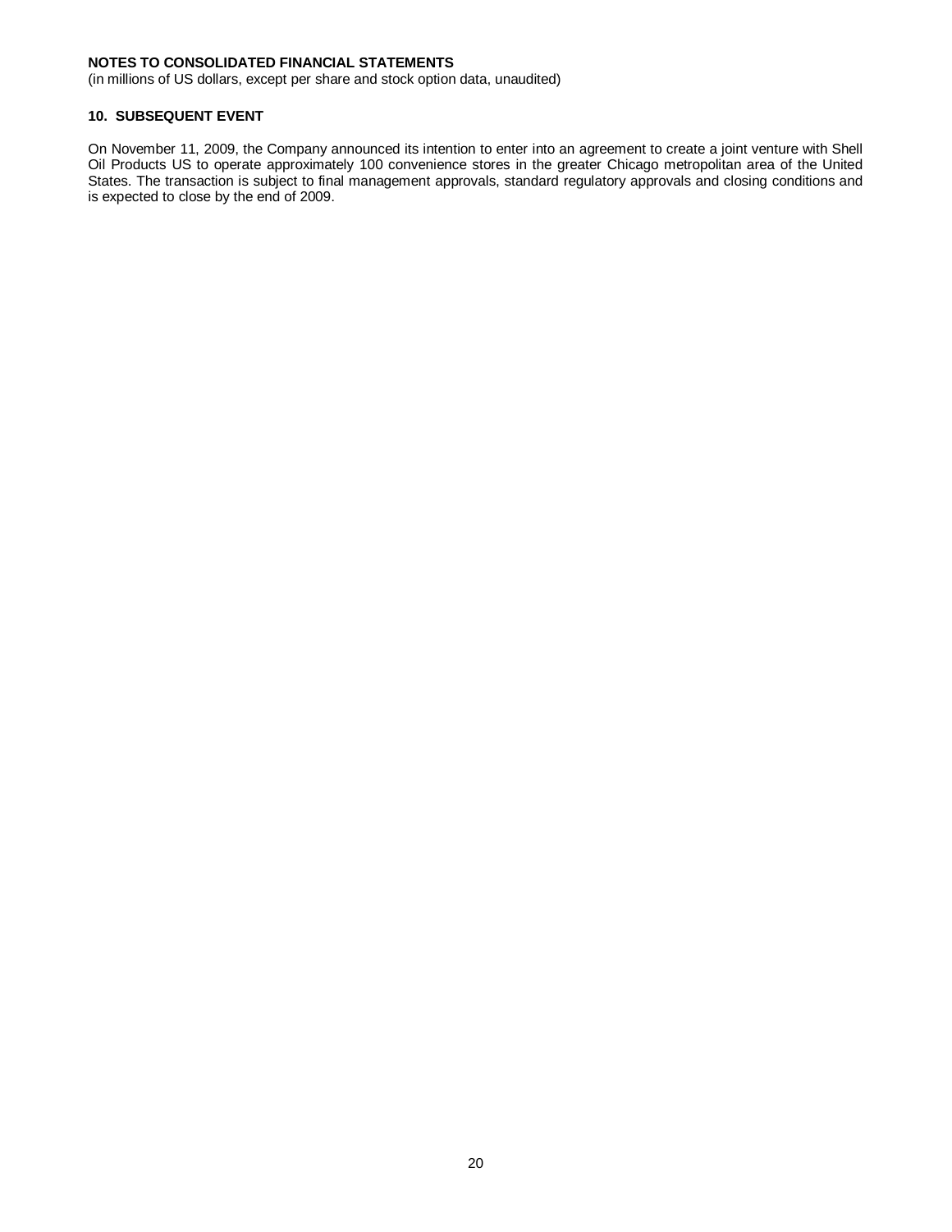**NOTES TO CONSOLIDATED FINANCIAL STATEMENTS**
(in millions of US dollars, except per share and stock option data, unaudited)

## 10. SUBSEQUENT EVENT

On November 11, 2009, the Company announced its intention to enter into an agreement to create a joint venture with Shell Oil Products US to operate approximately 100 convenience stores in the greater Chicago metropolitan area of the United States. The transaction is subject to final management approvals, standard regulatory approvals and closing conditions and is expected to close by the end of 2009.